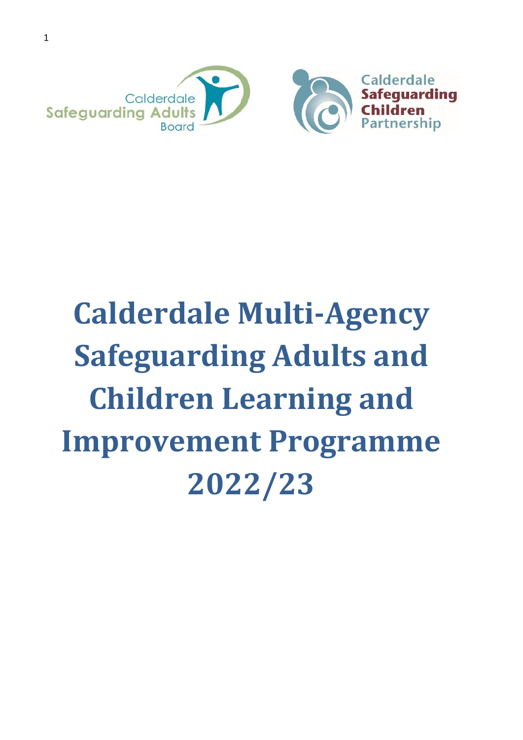Calderdale Safeguarding Adults Board

Calderdale Safeguarding Children Partnership

# Calderdale Multi-Agency Safeguarding Adults and Children Learning and Improvement Programme 2022/23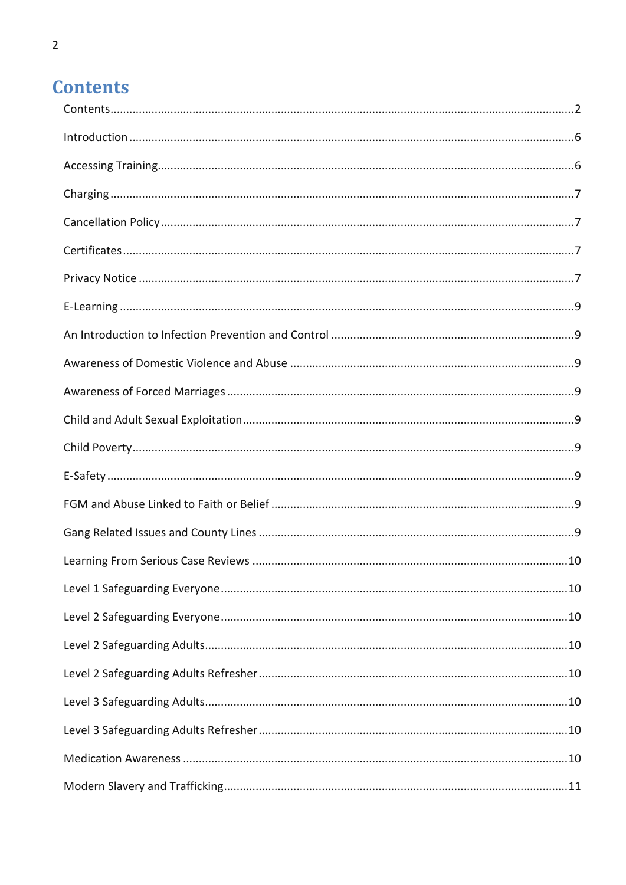# Contents

Contents ..... 2

Introduction ..... 6

Accessing Training ..... 6

Charging ..... 7

Cancellation Policy ..... 7

Certificates ..... 7

Privacy Notice ..... 7

E-Learning ..... 9

An Introduction to Infection Prevention and Control ..... 9

Awareness of Domestic Violence and Abuse ..... 9

Awareness of Forced Marriages ..... 9

Child and Adult Sexual Exploitation ..... 9

Child Poverty ..... 9

E-Safety ..... 9

FGM and Abuse Linked to Faith or Belief ..... 9

Gang Related Issues and County Lines ..... 9

Learning From Serious Case Reviews ..... 10

Level 1 Safeguarding Everyone ..... 10

Level 2 Safeguarding Everyone ..... 10

Level 2 Safeguarding Adults ..... 10

Level 2 Safeguarding Adults Refresher ..... 10

Level 3 Safeguarding Adults ..... 10

Level 3 Safeguarding Adults Refresher ..... 10

Medication Awareness ..... 10

Modern Slavery and Trafficking ..... 11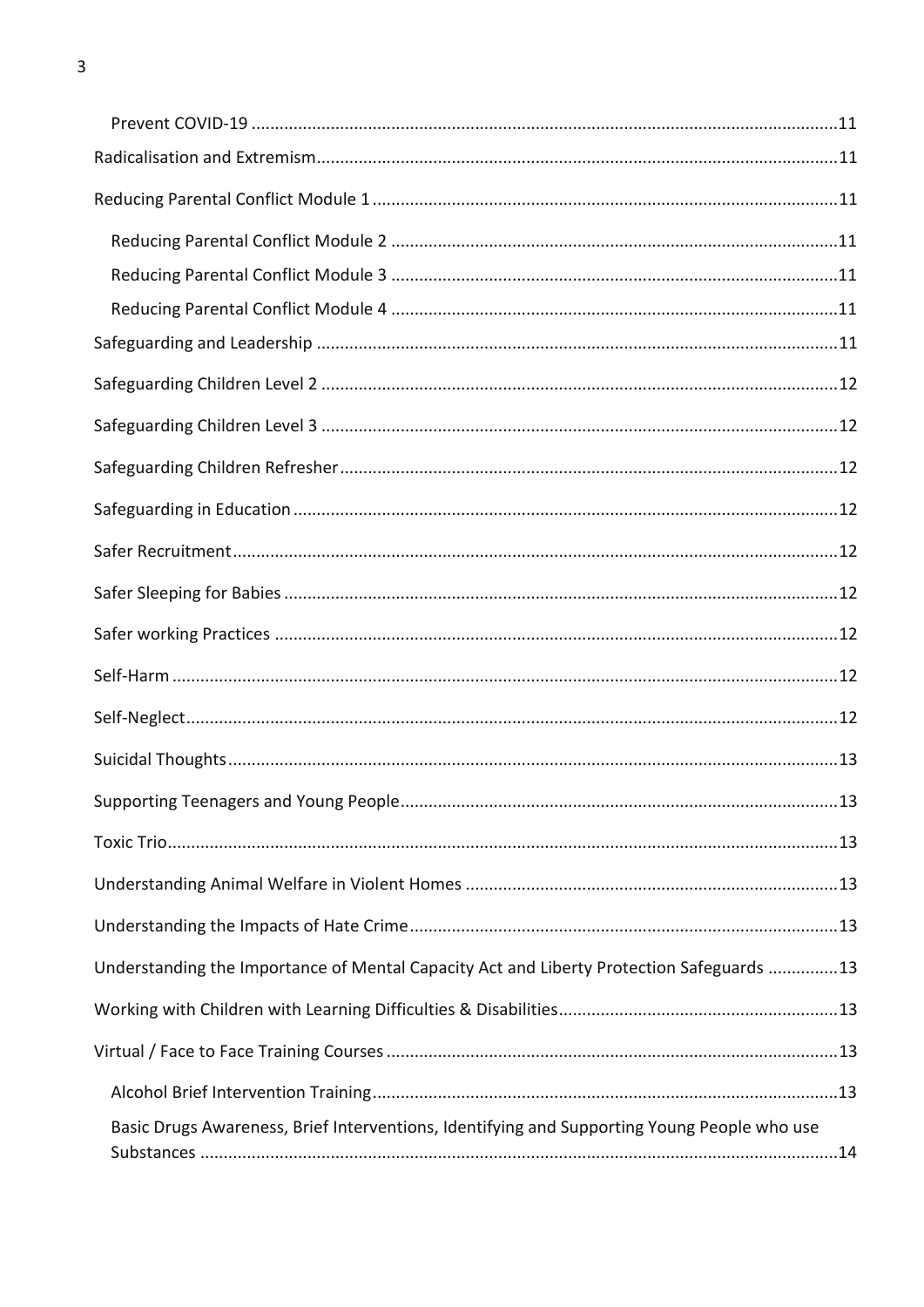- Prevent COVID-19 ... 11
- Radicalisation and Extremism ... 11
- Reducing Parental Conflict Module 1 ... 11
  - Reducing Parental Conflict Module 2 ... 11
  - Reducing Parental Conflict Module 3 ... 11
  - Reducing Parental Conflict Module 4 ... 11
- Safeguarding and Leadership ... 11
- Safeguarding Children Level 2 ... 12
- Safeguarding Children Level 3 ... 12
- Safeguarding Children Refresher ... 12
- Safeguarding in Education ... 12
- Safer Recruitment ... 12
- Safer Sleeping for Babies ... 12
- Safer working Practices ... 12
- Self-Harm ... 12
- Self-Neglect ... 12
- Suicidal Thoughts ... 13
- Supporting Teenagers and Young People ... 13
- Toxic Trio ... 13
- Understanding Animal Welfare in Violent Homes ... 13
- Understanding the Impacts of Hate Crime ... 13
- Understanding the Importance of Mental Capacity Act and Liberty Protection Safeguards ... 13
- Working with Children with Learning Difficulties & Disabilities ... 13
- Virtual / Face to Face Training Courses ... 13
  - Alcohol Brief Intervention Training ... 13
  - Basic Drugs Awareness, Brief Interventions, Identifying and Supporting Young People who use Substances ... 14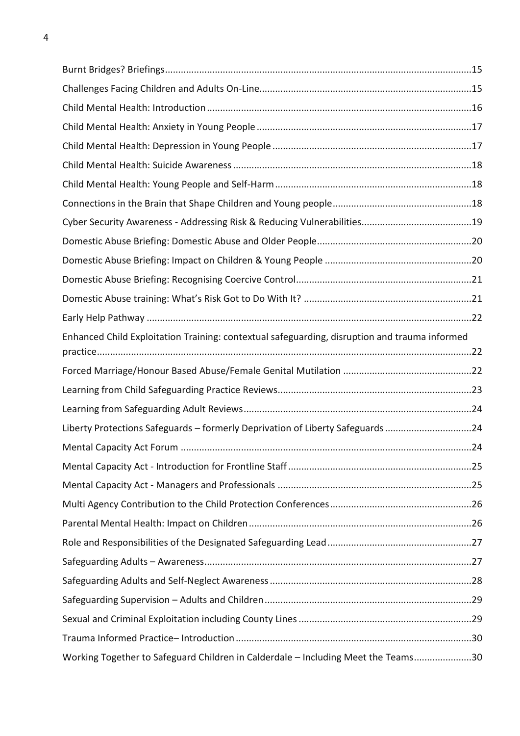Burnt Bridges? Briefings....................................................................................................................15

Challenges Facing Children and Adults On-Line................................................................................15

Child Mental Health: Introduction .....................................................................................................16

Child Mental Health: Anxiety in Young People .................................................................................17

Child Mental Health: Depression in Young People ...........................................................................17

Child Mental Health: Suicide Awareness ..........................................................................................18

Child Mental Health: Young People and Self-Harm..........................................................................18

Connections in the Brain that Shape Children and Young people....................................................18

Cyber Security Awareness - Addressing Risk & Reducing Vulnerabilities..........................................19

Domestic Abuse Briefing: Domestic Abuse and Older People...........................................................20

Domestic Abuse Briefing: Impact on Children & Young People ........................................................20

Domestic Abuse Briefing: Recognising Coercive Control...................................................................21

Domestic Abuse training: What's Risk Got to Do With It? ................................................................21

Early Help Pathway ...........................................................................................................................22

Enhanced Child Exploitation Training: contextual safeguarding, disruption and trauma informed practice.............................................................................................................................................22

Forced Marriage/Honour Based Abuse/Female Genital Mutilation .................................................22

Learning from Child Safeguarding Practice Reviews.........................................................................23

Learning from Safeguarding Adult Reviews......................................................................................24

Liberty Protections Safeguards – formerly Deprivation of Liberty Safeguards .................................24

Mental Capacity Act Forum ..............................................................................................................24

Mental Capacity Act - Introduction for Frontline Staff ......................................................................25

Mental Capacity Act - Managers and Professionals ..........................................................................25

Multi Agency Contribution to the Child Protection Conferences......................................................26

Parental Mental Health: Impact on Children....................................................................................26

Role and Responsibilities of the Designated Safeguarding Lead.......................................................27

Safeguarding Adults – Awareness.....................................................................................................27

Safeguarding Adults and Self-Neglect Awareness.............................................................................28

Safeguarding Supervision – Adults and Children..............................................................................29

Sexual and Criminal Exploitation including County Lines .................................................................29

Trauma Informed Practice– Introduction .........................................................................................30

Working Together to Safeguard Children in Calderdale – Including Meet the Teams......................30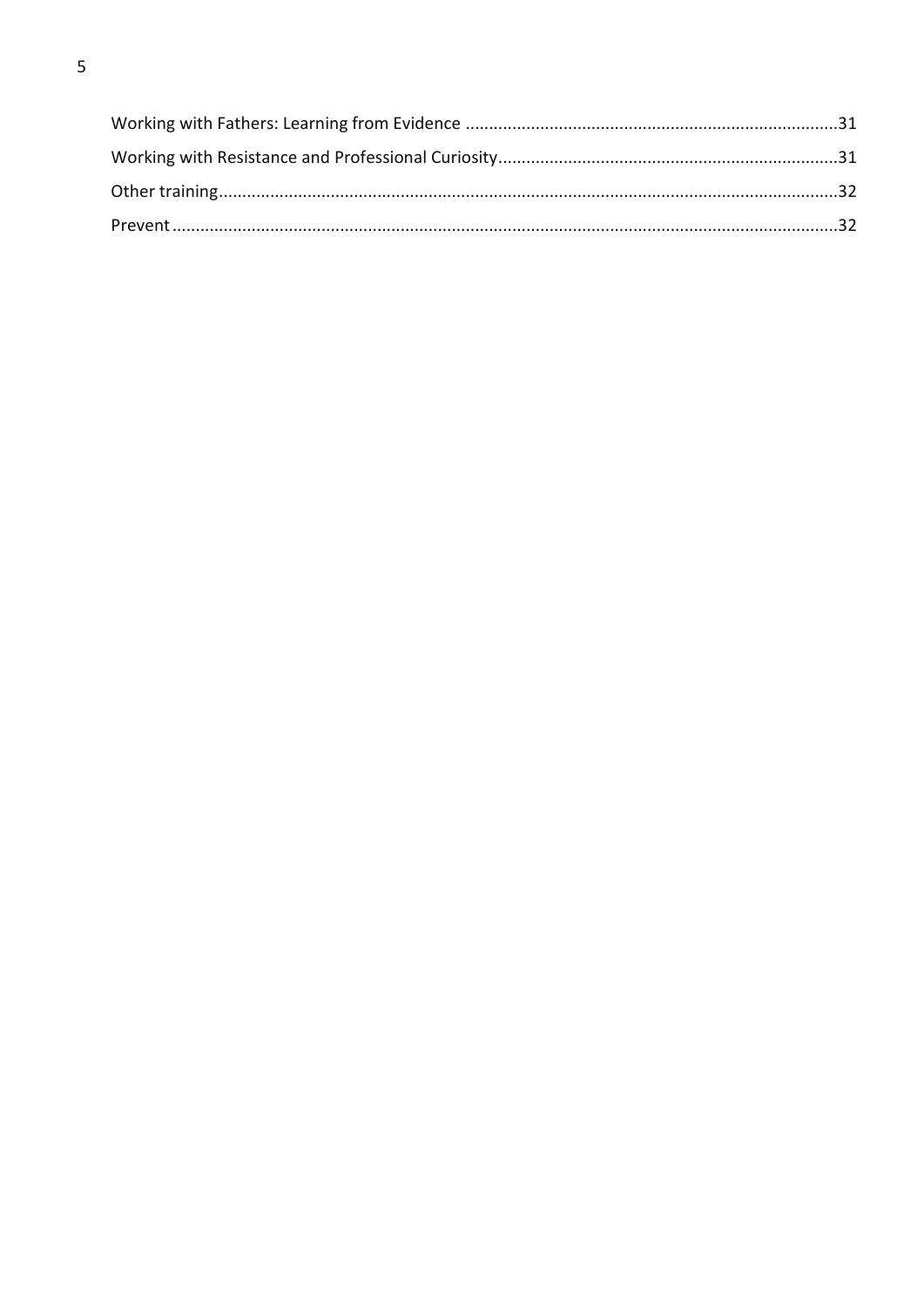Working with Fathers: Learning from Evidence ....................................................................................31

Working with Resistance and Professional Curiosity......................................................................31

Other training..................................................................................................................................32

Prevent............................................................................................................................................32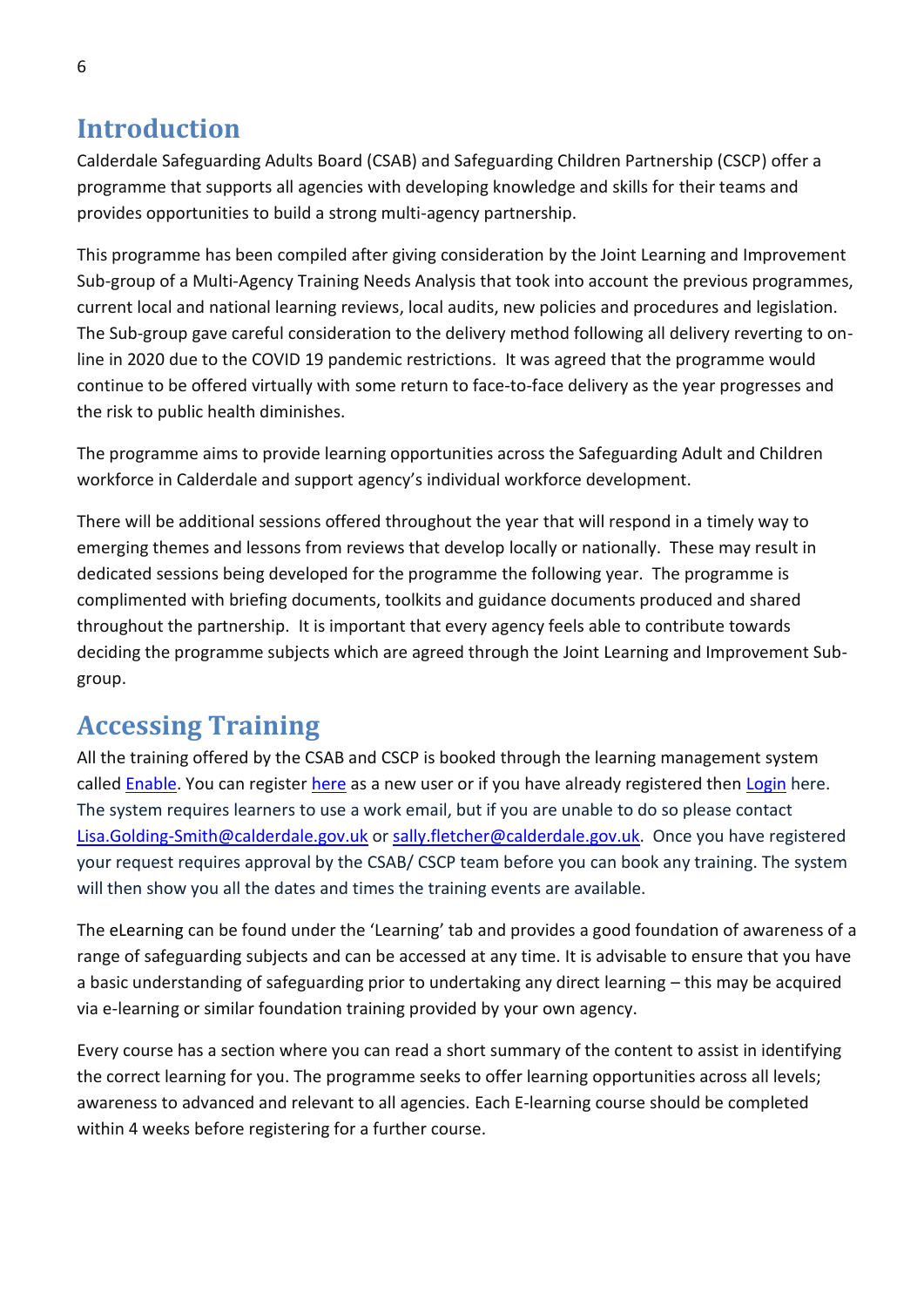## Introduction

Calderdale Safeguarding Adults Board (CSAB) and Safeguarding Children Partnership (CSCP) offer a programme that supports all agencies with developing knowledge and skills for their teams and provides opportunities to build a strong multi-agency partnership.

This programme has been compiled after giving consideration by the Joint Learning and Improvement Sub-group of a Multi-Agency Training Needs Analysis that took into account the previous programmes, current local and national learning reviews, local audits, new policies and procedures and legislation. The Sub-group gave careful consideration to the delivery method following all delivery reverting to on-line in 2020 due to the COVID 19 pandemic restrictions. It was agreed that the programme would continue to be offered virtually with some return to face-to-face delivery as the year progresses and the risk to public health diminishes.

The programme aims to provide learning opportunities across the Safeguarding Adult and Children workforce in Calderdale and support agency's individual workforce development.

There will be additional sessions offered throughout the year that will respond in a timely way to emerging themes and lessons from reviews that develop locally or nationally. These may result in dedicated sessions being developed for the programme the following year. The programme is complimented with briefing documents, toolkits and guidance documents produced and shared throughout the partnership. It is important that every agency feels able to contribute towards deciding the programme subjects which are agreed through the Joint Learning and Improvement Sub-group.

## Accessing Training

All the training offered by the CSAB and CSCP is booked through the learning management system called Enable. You can register here as a new user or if you have already registered then Login here. The system requires learners to use a work email, but if you are unable to do so please contact Lisa.Golding-Smith@calderdale.gov.uk or sally.fletcher@calderdale.gov.uk. Once you have registered your request requires approval by the CSAB/ CSCP team before you can book any training. The system will then show you all the dates and times the training events are available.

The eLearning can be found under the 'Learning' tab and provides a good foundation of awareness of a range of safeguarding subjects and can be accessed at any time. It is advisable to ensure that you have a basic understanding of safeguarding prior to undertaking any direct learning – this may be acquired via e-learning or similar foundation training provided by your own agency.

Every course has a section where you can read a short summary of the content to assist in identifying the correct learning for you. The programme seeks to offer learning opportunities across all levels; awareness to advanced and relevant to all agencies. Each E-learning course should be completed within 4 weeks before registering for a further course.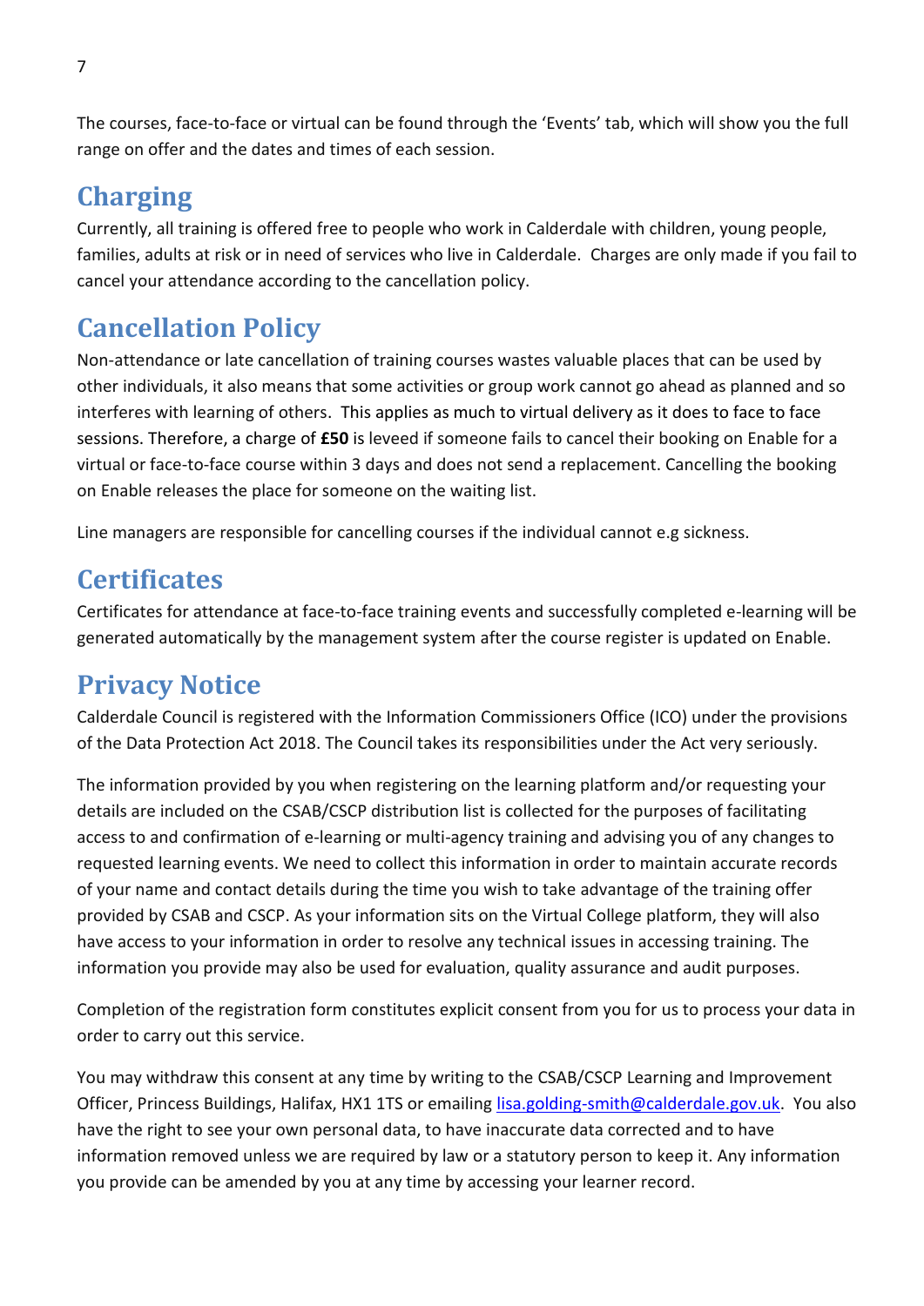The courses, face-to-face or virtual can be found through the 'Events' tab, which will show you the full range on offer and the dates and times of each session.

## Charging

Currently, all training is offered free to people who work in Calderdale with children, young people, families, adults at risk or in need of services who live in Calderdale. Charges are only made if you fail to cancel your attendance according to the cancellation policy.

## Cancellation Policy

Non-attendance or late cancellation of training courses wastes valuable places that can be used by other individuals, it also means that some activities or group work cannot go ahead as planned and so interferes with learning of others. This applies as much to virtual delivery as it does to face to face sessions. Therefore, a charge of **£50** is leveed if someone fails to cancel their booking on Enable for a virtual or face-to-face course within 3 days and does not send a replacement. Cancelling the booking on Enable releases the place for someone on the waiting list.

Line managers are responsible for cancelling courses if the individual cannot e.g sickness.

## Certificates

Certificates for attendance at face-to-face training events and successfully completed e-learning will be generated automatically by the management system after the course register is updated on Enable.

## Privacy Notice

Calderdale Council is registered with the Information Commissioners Office (ICO) under the provisions of the Data Protection Act 2018. The Council takes its responsibilities under the Act very seriously.

The information provided by you when registering on the learning platform and/or requesting your details are included on the CSAB/CSCP distribution list is collected for the purposes of facilitating access to and confirmation of e-learning or multi-agency training and advising you of any changes to requested learning events. We need to collect this information in order to maintain accurate records of your name and contact details during the time you wish to take advantage of the training offer provided by CSAB and CSCP. As your information sits on the Virtual College platform, they will also have access to your information in order to resolve any technical issues in accessing training. The information you provide may also be used for evaluation, quality assurance and audit purposes.

Completion of the registration form constitutes explicit consent from you for us to process your data in order to carry out this service.

You may withdraw this consent at any time by writing to the CSAB/CSCP Learning and Improvement Officer, Princess Buildings, Halifax, HX1 1TS or emailing lisa.golding-smith@calderdale.gov.uk. You also have the right to see your own personal data, to have inaccurate data corrected and to have information removed unless we are required by law or a statutory person to keep it. Any information you provide can be amended by you at any time by accessing your learner record.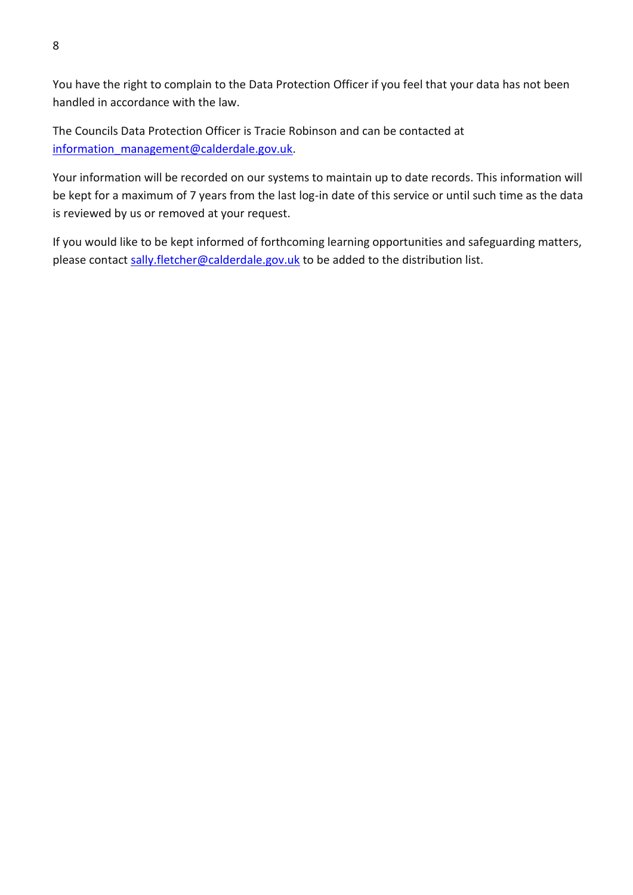You have the right to complain to the Data Protection Officer if you feel that your data has not been handled in accordance with the law.

The Councils Data Protection Officer is Tracie Robinson and can be contacted at [information_management@calderdale.gov.uk](mailto:information_management@calderdale.gov.uk).

Your information will be recorded on our systems to maintain up to date records. This information will be kept for a maximum of 7 years from the last log-in date of this service or until such time as the data is reviewed by us or removed at your request.

If you would like to be kept informed of forthcoming learning opportunities and safeguarding matters, please contact [sally.fletcher@calderdale.gov.uk](mailto:sally.fletcher@calderdale.gov.uk) to be added to the distribution list.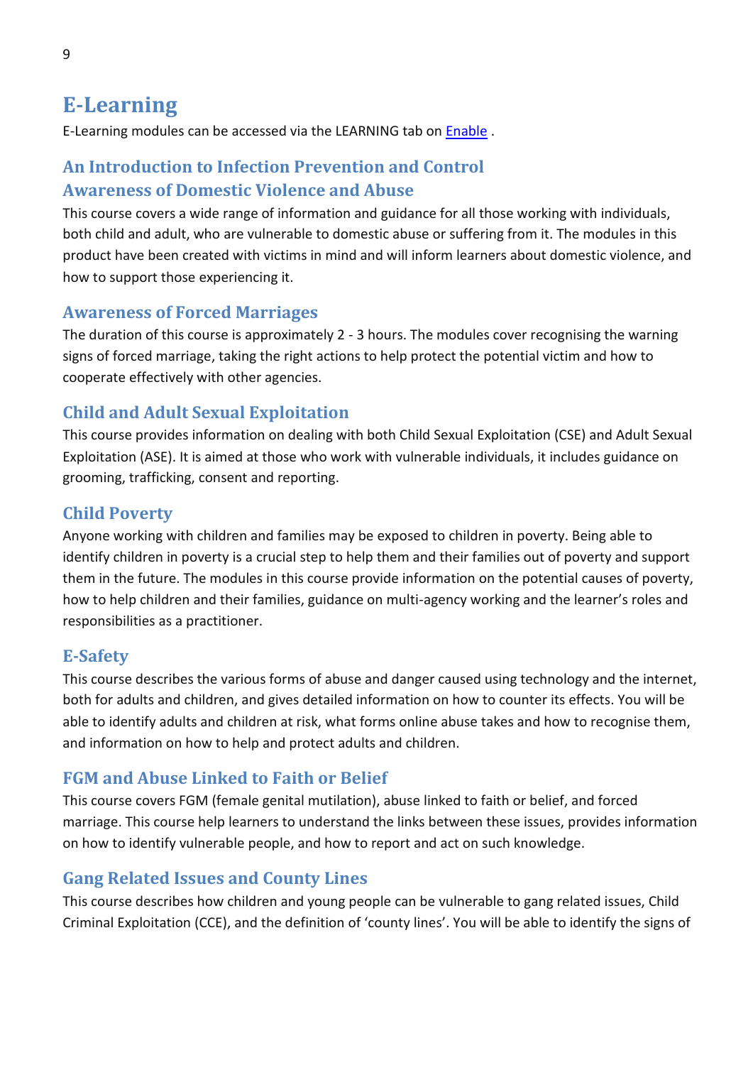# E-Learning

E-Learning modules can be accessed via the LEARNING tab on [Enable](Enable) .

## An Introduction to Infection Prevention and Control

## Awareness of Domestic Violence and Abuse

This course covers a wide range of information and guidance for all those working with individuals, both child and adult, who are vulnerable to domestic abuse or suffering from it. The modules in this product have been created with victims in mind and will inform learners about domestic violence, and how to support those experiencing it.

## Awareness of Forced Marriages

The duration of this course is approximately 2 - 3 hours. The modules cover recognising the warning signs of forced marriage, taking the right actions to help protect the potential victim and how to cooperate effectively with other agencies.

## Child and Adult Sexual Exploitation

This course provides information on dealing with both Child Sexual Exploitation (CSE) and Adult Sexual Exploitation (ASE). It is aimed at those who work with vulnerable individuals, it includes guidance on grooming, trafficking, consent and reporting.

## Child Poverty

Anyone working with children and families may be exposed to children in poverty. Being able to identify children in poverty is a crucial step to help them and their families out of poverty and support them in the future. The modules in this course provide information on the potential causes of poverty, how to help children and their families, guidance on multi-agency working and the learner's roles and responsibilities as a practitioner.

## E-Safety

This course describes the various forms of abuse and danger caused using technology and the internet, both for adults and children, and gives detailed information on how to counter its effects. You will be able to identify adults and children at risk, what forms online abuse takes and how to recognise them, and information on how to help and protect adults and children.

## FGM and Abuse Linked to Faith or Belief

This course covers FGM (female genital mutilation), abuse linked to faith or belief, and forced marriage. This course help learners to understand the links between these issues, provides information on how to identify vulnerable people, and how to report and act on such knowledge.

## Gang Related Issues and County Lines

This course describes how children and young people can be vulnerable to gang related issues, Child Criminal Exploitation (CCE), and the definition of 'county lines'. You will be able to identify the signs of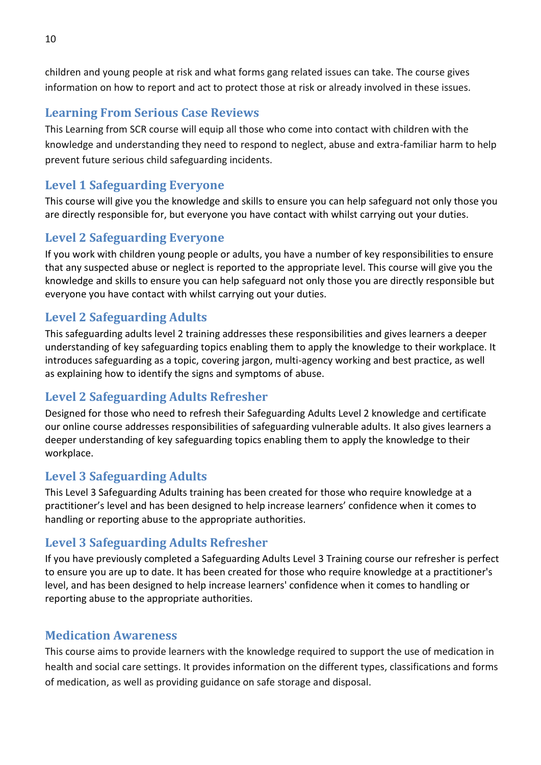children and young people at risk and what forms gang related issues can take. The course gives information on how to report and act to protect those at risk or already involved in these issues.

## Learning From Serious Case Reviews

This Learning from SCR course will equip all those who come into contact with children with the knowledge and understanding they need to respond to neglect, abuse and extra-familiar harm to help prevent future serious child safeguarding incidents.

## Level 1 Safeguarding Everyone

This course will give you the knowledge and skills to ensure you can help safeguard not only those you are directly responsible for, but everyone you have contact with whilst carrying out your duties.

## Level 2 Safeguarding Everyone

If you work with children young people or adults, you have a number of key responsibilities to ensure that any suspected abuse or neglect is reported to the appropriate level. This course will give you the knowledge and skills to ensure you can help safeguard not only those you are directly responsible but everyone you have contact with whilst carrying out your duties.

## Level 2 Safeguarding Adults

This safeguarding adults level 2 training addresses these responsibilities and gives learners a deeper understanding of key safeguarding topics enabling them to apply the knowledge to their workplace. It introduces safeguarding as a topic, covering jargon, multi-agency working and best practice, as well as explaining how to identify the signs and symptoms of abuse.

## Level 2 Safeguarding Adults Refresher

Designed for those who need to refresh their Safeguarding Adults Level 2 knowledge and certificate our online course addresses responsibilities of safeguarding vulnerable adults. It also gives learners a deeper understanding of key safeguarding topics enabling them to apply the knowledge to their workplace.

## Level 3 Safeguarding Adults

This Level 3 Safeguarding Adults training has been created for those who require knowledge at a practitioner's level and has been designed to help increase learners' confidence when it comes to handling or reporting abuse to the appropriate authorities.

## Level 3 Safeguarding Adults Refresher

If you have previously completed a Safeguarding Adults Level 3 Training course our refresher is perfect to ensure you are up to date. It has been created for those who require knowledge at a practitioner's level, and has been designed to help increase learners' confidence when it comes to handling or reporting abuse to the appropriate authorities.

## Medication Awareness

This course aims to provide learners with the knowledge required to support the use of medication in health and social care settings. It provides information on the different types, classifications and forms of medication, as well as providing guidance on safe storage and disposal.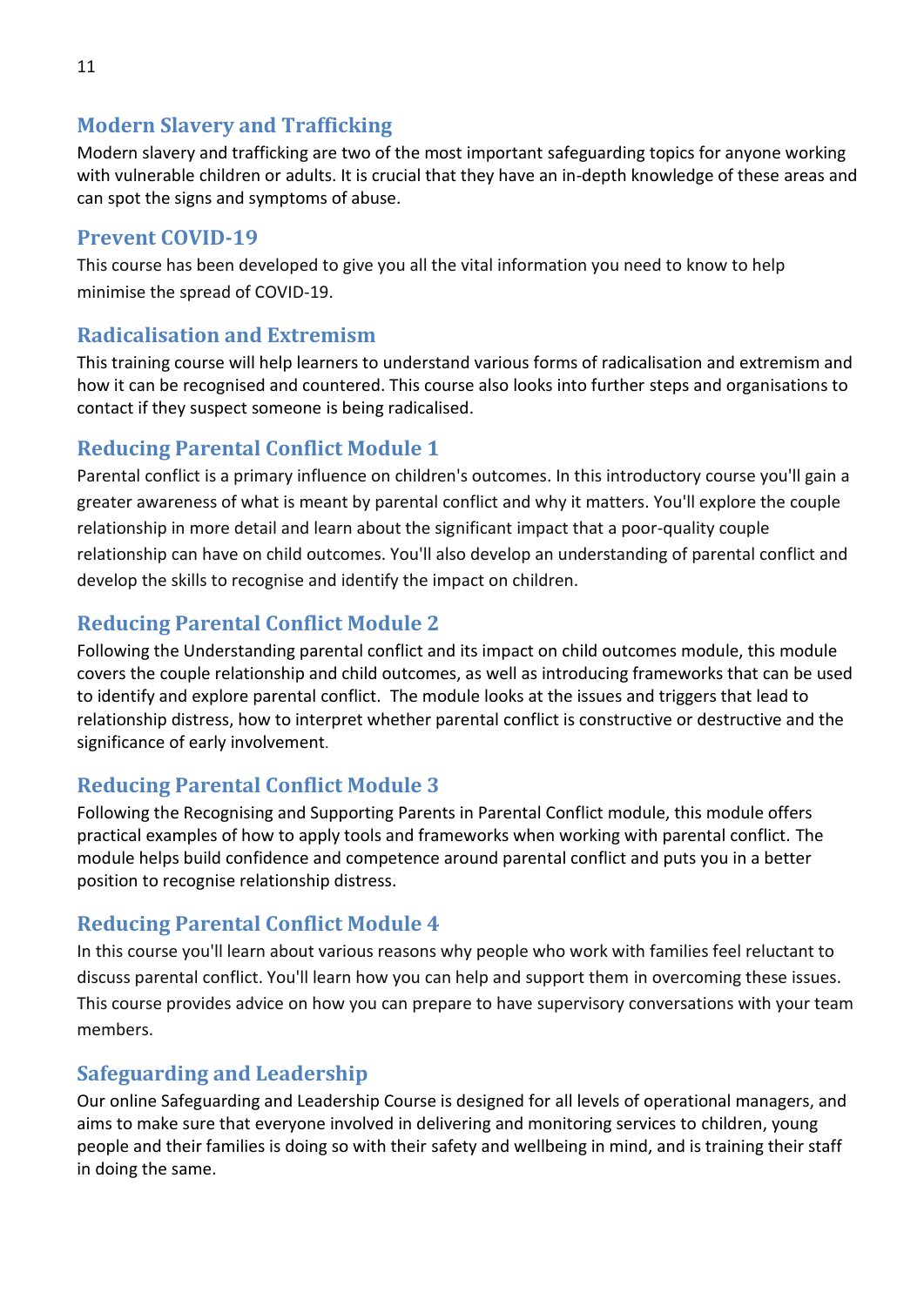## Modern Slavery and Trafficking

Modern slavery and trafficking are two of the most important safeguarding topics for anyone working with vulnerable children or adults. It is crucial that they have an in-depth knowledge of these areas and can spot the signs and symptoms of abuse.

## Prevent COVID-19

This course has been developed to give you all the vital information you need to know to help minimise the spread of COVID-19.

## Radicalisation and Extremism

This training course will help learners to understand various forms of radicalisation and extremism and how it can be recognised and countered. This course also looks into further steps and organisations to contact if they suspect someone is being radicalised.

## Reducing Parental Conflict Module 1

Parental conflict is a primary influence on children's outcomes. In this introductory course you'll gain a greater awareness of what is meant by parental conflict and why it matters. You'll explore the couple relationship in more detail and learn about the significant impact that a poor-quality couple relationship can have on child outcomes. You'll also develop an understanding of parental conflict and develop the skills to recognise and identify the impact on children.

## Reducing Parental Conflict Module 2

Following the Understanding parental conflict and its impact on child outcomes module, this module covers the couple relationship and child outcomes, as well as introducing frameworks that can be used to identify and explore parental conflict. The module looks at the issues and triggers that lead to relationship distress, how to interpret whether parental conflict is constructive or destructive and the significance of early involvement.

## Reducing Parental Conflict Module 3

Following the Recognising and Supporting Parents in Parental Conflict module, this module offers practical examples of how to apply tools and frameworks when working with parental conflict. The module helps build confidence and competence around parental conflict and puts you in a better position to recognise relationship distress.

## Reducing Parental Conflict Module 4

In this course you'll learn about various reasons why people who work with families feel reluctant to discuss parental conflict. You'll learn how you can help and support them in overcoming these issues. This course provides advice on how you can prepare to have supervisory conversations with your team members.

## Safeguarding and Leadership

Our online Safeguarding and Leadership Course is designed for all levels of operational managers, and aims to make sure that everyone involved in delivering and monitoring services to children, young people and their families is doing so with their safety and wellbeing in mind, and is training their staff in doing the same.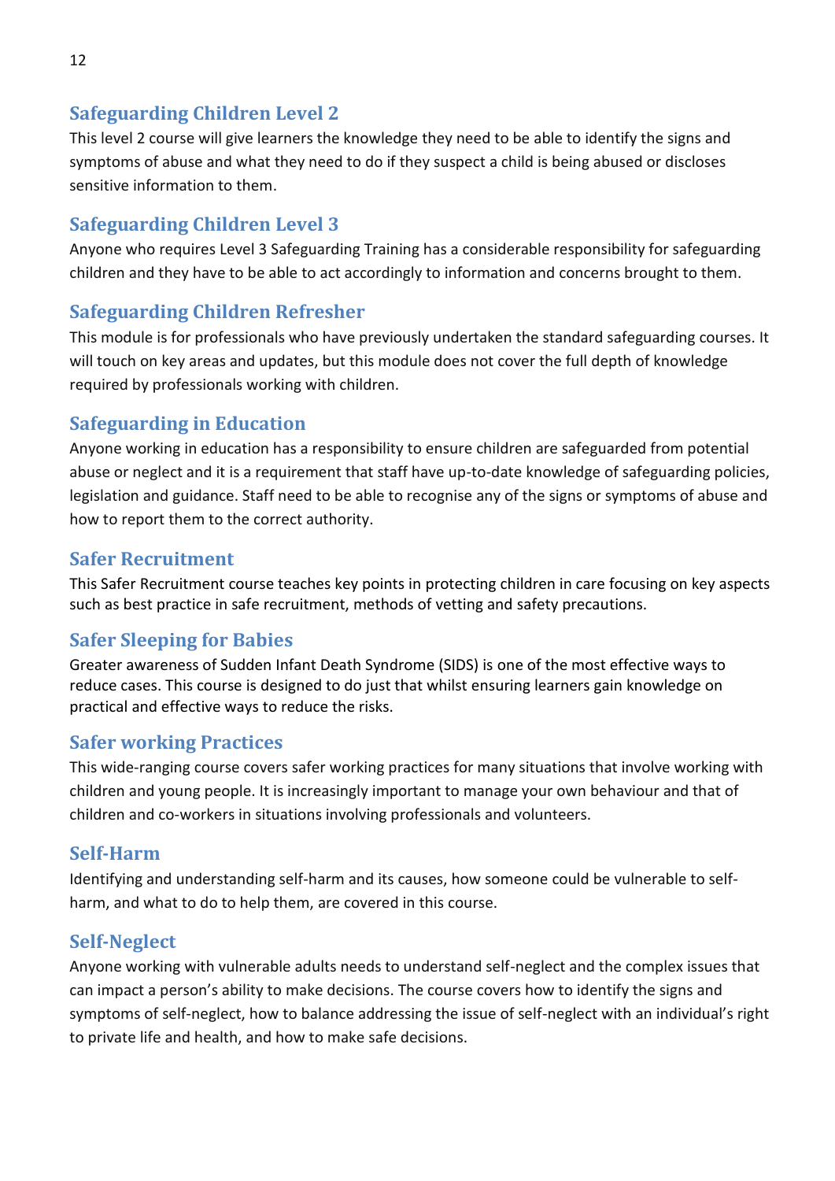## Safeguarding Children Level 2

This level 2 course will give learners the knowledge they need to be able to identify the signs and symptoms of abuse and what they need to do if they suspect a child is being abused or discloses sensitive information to them.

## Safeguarding Children Level 3

Anyone who requires Level 3 Safeguarding Training has a considerable responsibility for safeguarding children and they have to be able to act accordingly to information and concerns brought to them.

## Safeguarding Children Refresher

This module is for professionals who have previously undertaken the standard safeguarding courses. It will touch on key areas and updates, but this module does not cover the full depth of knowledge required by professionals working with children.

## Safeguarding in Education

Anyone working in education has a responsibility to ensure children are safeguarded from potential abuse or neglect and it is a requirement that staff have up-to-date knowledge of safeguarding policies, legislation and guidance. Staff need to be able to recognise any of the signs or symptoms of abuse and how to report them to the correct authority.

## Safer Recruitment

This Safer Recruitment course teaches key points in protecting children in care focusing on key aspects such as best practice in safe recruitment, methods of vetting and safety precautions.

## Safer Sleeping for Babies

Greater awareness of Sudden Infant Death Syndrome (SIDS) is one of the most effective ways to reduce cases. This course is designed to do just that whilst ensuring learners gain knowledge on practical and effective ways to reduce the risks.

## Safer working Practices

This wide-ranging course covers safer working practices for many situations that involve working with children and young people. It is increasingly important to manage your own behaviour and that of children and co-workers in situations involving professionals and volunteers.

## Self-Harm

Identifying and understanding self-harm and its causes, how someone could be vulnerable to self-harm, and what to do to help them, are covered in this course.

## Self-Neglect

Anyone working with vulnerable adults needs to understand self-neglect and the complex issues that can impact a person's ability to make decisions. The course covers how to identify the signs and symptoms of self-neglect, how to balance addressing the issue of self-neglect with an individual's right to private life and health, and how to make safe decisions.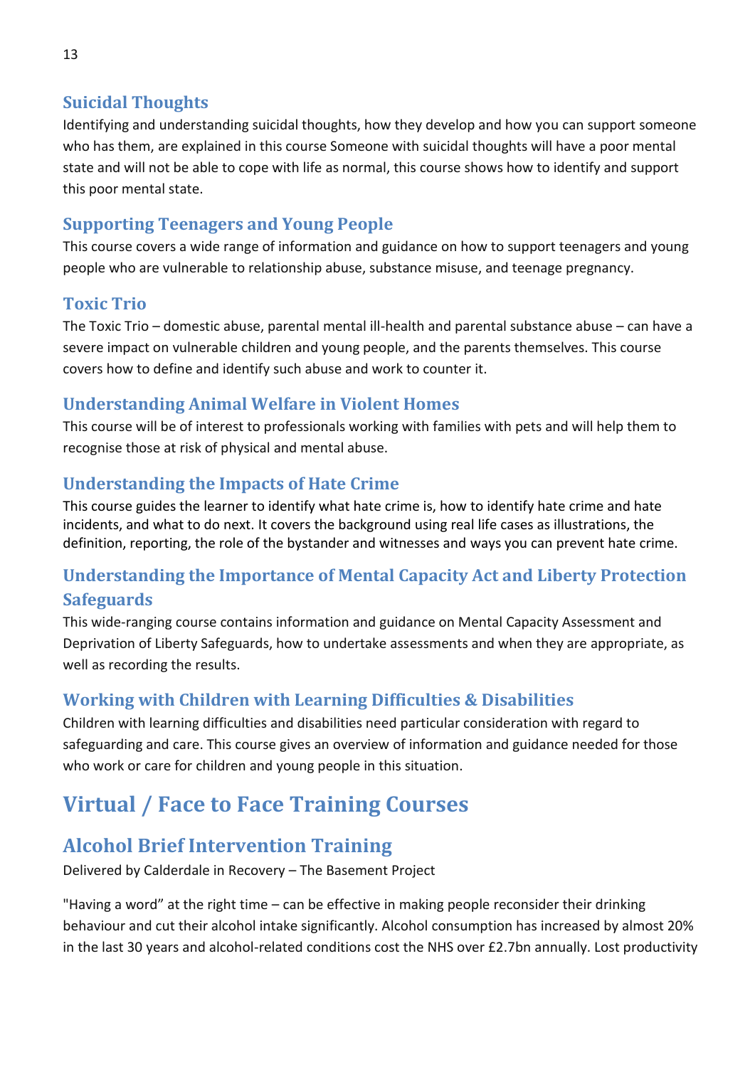### Suicidal Thoughts

Identifying and understanding suicidal thoughts, how they develop and how you can support someone who has them, are explained in this course Someone with suicidal thoughts will have a poor mental state and will not be able to cope with life as normal, this course shows how to identify and support this poor mental state.

### Supporting Teenagers and Young People

This course covers a wide range of information and guidance on how to support teenagers and young people who are vulnerable to relationship abuse, substance misuse, and teenage pregnancy.

### Toxic Trio

The Toxic Trio – domestic abuse, parental mental ill-health and parental substance abuse – can have a severe impact on vulnerable children and young people, and the parents themselves. This course covers how to define and identify such abuse and work to counter it.

### Understanding Animal Welfare in Violent Homes

This course will be of interest to professionals working with families with pets and will help them to recognise those at risk of physical and mental abuse.

### Understanding the Impacts of Hate Crime

This course guides the learner to identify what hate crime is, how to identify hate crime and hate incidents, and what to do next. It covers the background using real life cases as illustrations, the definition, reporting, the role of the bystander and witnesses and ways you can prevent hate crime.

### Understanding the Importance of Mental Capacity Act and Liberty Protection Safeguards

This wide-ranging course contains information and guidance on Mental Capacity Assessment and Deprivation of Liberty Safeguards, how to undertake assessments and when they are appropriate, as well as recording the results.

### Working with Children with Learning Difficulties & Disabilities

Children with learning difficulties and disabilities need particular consideration with regard to safeguarding and care. This course gives an overview of information and guidance needed for those who work or care for children and young people in this situation.

# Virtual / Face to Face Training Courses

## Alcohol Brief Intervention Training

Delivered by Calderdale in Recovery – The Basement Project

"Having a word" at the right time – can be effective in making people reconsider their drinking behaviour and cut their alcohol intake significantly. Alcohol consumption has increased by almost 20% in the last 30 years and alcohol-related conditions cost the NHS over £2.7bn annually. Lost productivity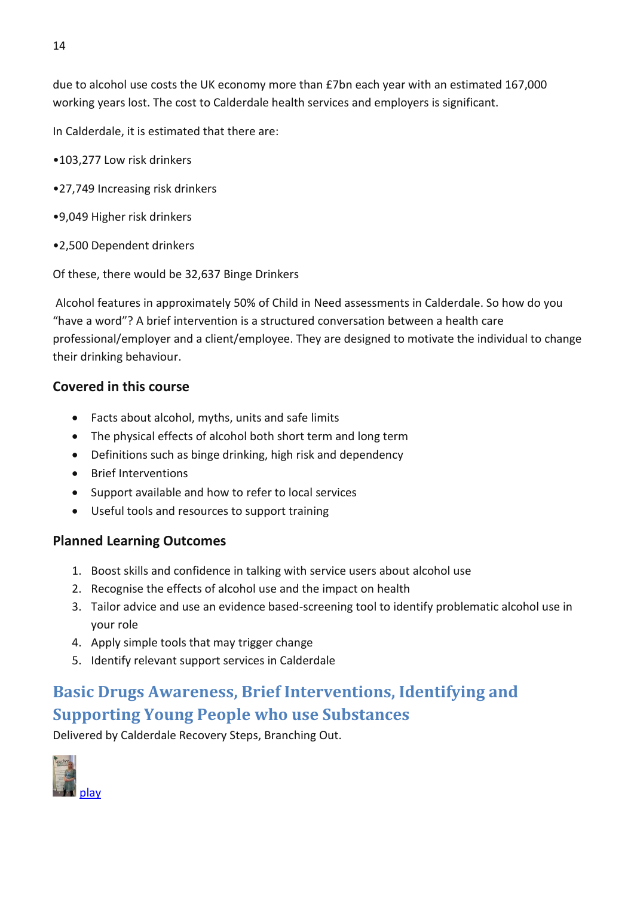due to alcohol use costs the UK economy more than £7bn each year with an estimated 167,000 working years lost. The cost to Calderdale health services and employers is significant.

In Calderdale, it is estimated that there are:

•103,277 Low risk drinkers

•27,749 Increasing risk drinkers

•9,049 Higher risk drinkers

•2,500 Dependent drinkers

Of these, there would be 32,637 Binge Drinkers

Alcohol features in approximately 50% of Child in Need assessments in Calderdale. So how do you "have a word"? A brief intervention is a structured conversation between a health care professional/employer and a client/employee. They are designed to motivate the individual to change their drinking behaviour.

### Covered in this course

- Facts about alcohol, myths, units and safe limits
- The physical effects of alcohol both short term and long term
- Definitions such as binge drinking, high risk and dependency
- Brief Interventions
- Support available and how to refer to local services
- Useful tools and resources to support training

### Planned Learning Outcomes

1. Boost skills and confidence in talking with service users about alcohol use
2. Recognise the effects of alcohol use and the impact on health
3. Tailor advice and use an evidence based-screening tool to identify problematic alcohol use in your role
4. Apply simple tools that may trigger change
5. Identify relevant support services in Calderdale

## Basic Drugs Awareness, Brief Interventions, Identifying and Supporting Young People who use Substances

Delivered by Calderdale Recovery Steps, Branching Out.

play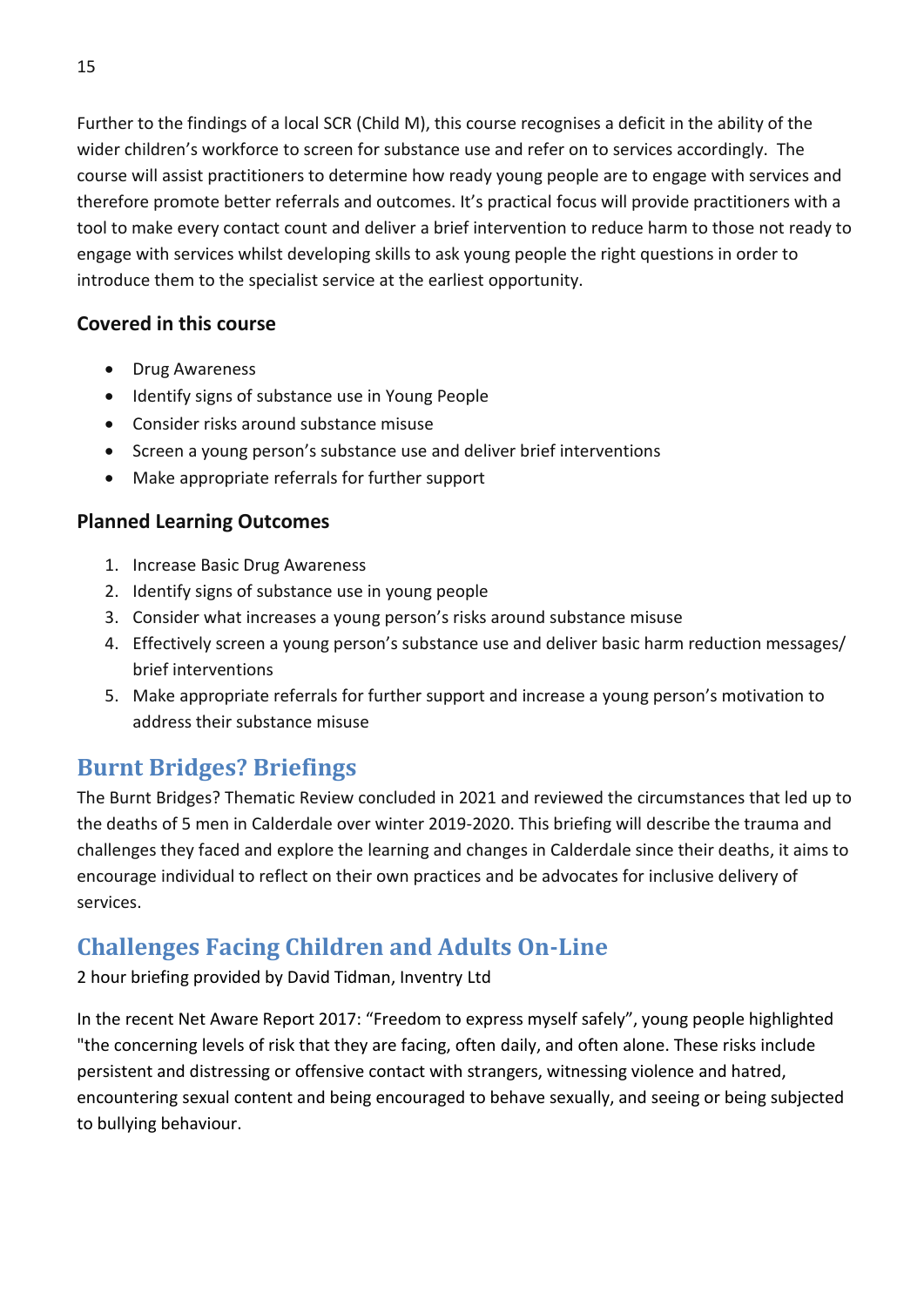Further to the findings of a local SCR (Child M), this course recognises a deficit in the ability of the wider children's workforce to screen for substance use and refer on to services accordingly. The course will assist practitioners to determine how ready young people are to engage with services and therefore promote better referrals and outcomes. It's practical focus will provide practitioners with a tool to make every contact count and deliver a brief intervention to reduce harm to those not ready to engage with services whilst developing skills to ask young people the right questions in order to introduce them to the specialist service at the earliest opportunity.

### Covered in this course

- Drug Awareness
- Identify signs of substance use in Young People
- Consider risks around substance misuse
- Screen a young person's substance use and deliver brief interventions
- Make appropriate referrals for further support

### Planned Learning Outcomes

1. Increase Basic Drug Awareness
2. Identify signs of substance use in young people
3. Consider what increases a young person's risks around substance misuse
4. Effectively screen a young person's substance use and deliver basic harm reduction messages/ brief interventions
5. Make appropriate referrals for further support and increase a young person's motivation to address their substance misuse

## Burnt Bridges? Briefings

The Burnt Bridges? Thematic Review concluded in 2021 and reviewed the circumstances that led up to the deaths of 5 men in Calderdale over winter 2019-2020. This briefing will describe the trauma and challenges they faced and explore the learning and changes in Calderdale since their deaths, it aims to encourage individual to reflect on their own practices and be advocates for inclusive delivery of services.

## Challenges Facing Children and Adults On-Line

2 hour briefing provided by David Tidman, Inventry Ltd

In the recent Net Aware Report 2017: "Freedom to express myself safely", young people highlighted "the concerning levels of risk that they are facing, often daily, and often alone. These risks include persistent and distressing or offensive contact with strangers, witnessing violence and hatred, encountering sexual content and being encouraged to behave sexually, and seeing or being subjected to bullying behaviour.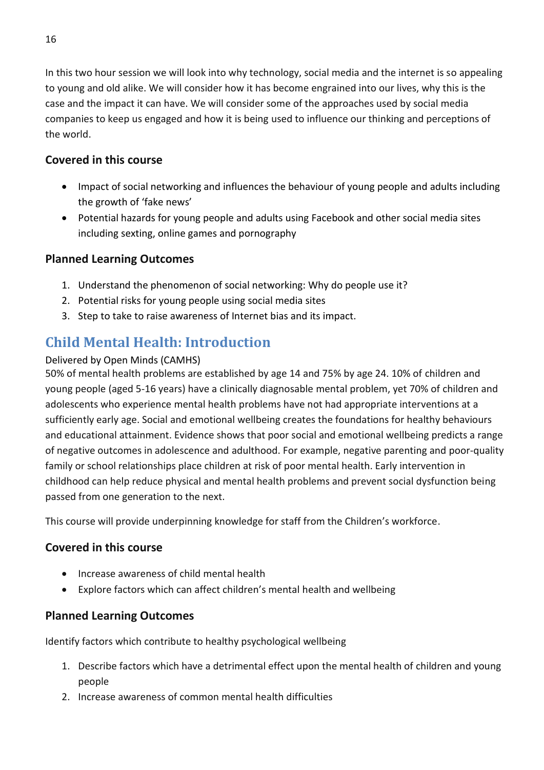In this two hour session we will look into why technology, social media and the internet is so appealing to young and old alike. We will consider how it has become engrained into our lives, why this is the case and the impact it can have. We will consider some of the approaches used by social media companies to keep us engaged and how it is being used to influence our thinking and perceptions of the world.

### Covered in this course

- Impact of social networking and influences the behaviour of young people and adults including the growth of 'fake news'
- Potential hazards for young people and adults using Facebook and other social media sites including sexting, online games and pornography

### Planned Learning Outcomes

1. Understand the phenomenon of social networking: Why do people use it?
2. Potential risks for young people using social media sites
3. Step to take to raise awareness of Internet bias and its impact.

## Child Mental Health: Introduction

Delivered by Open Minds (CAMHS)

50% of mental health problems are established by age 14 and 75% by age 24. 10% of children and young people (aged 5-16 years) have a clinically diagnosable mental problem, yet 70% of children and adolescents who experience mental health problems have not had appropriate interventions at a sufficiently early age. Social and emotional wellbeing creates the foundations for healthy behaviours and educational attainment. Evidence shows that poor social and emotional wellbeing predicts a range of negative outcomes in adolescence and adulthood. For example, negative parenting and poor-quality family or school relationships place children at risk of poor mental health. Early intervention in childhood can help reduce physical and mental health problems and prevent social dysfunction being passed from one generation to the next.

This course will provide underpinning knowledge for staff from the Children's workforce.

### Covered in this course

- Increase awareness of child mental health
- Explore factors which can affect children's mental health and wellbeing

### Planned Learning Outcomes

Identify factors which contribute to healthy psychological wellbeing

1. Describe factors which have a detrimental effect upon the mental health of children and young people
2. Increase awareness of common mental health difficulties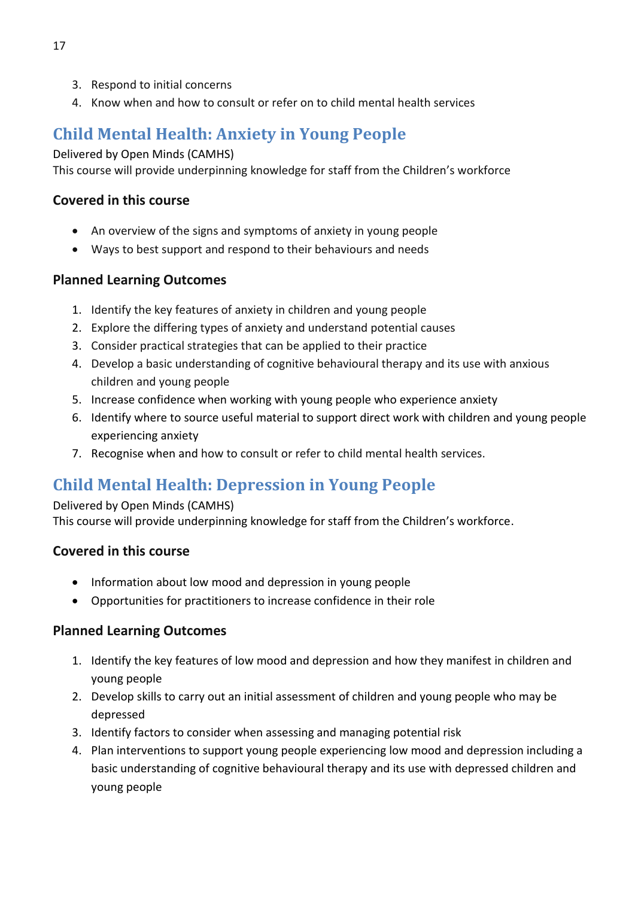3. Respond to initial concerns
4. Know when and how to consult or refer on to child mental health services

## Child Mental Health: Anxiety in Young People

Delivered by Open Minds (CAMHS)
This course will provide underpinning knowledge for staff from the Children's workforce

### Covered in this course

- An overview of the signs and symptoms of anxiety in young people
- Ways to best support and respond to their behaviours and needs

### Planned Learning Outcomes

1. Identify the key features of anxiety in children and young people
2. Explore the differing types of anxiety and understand potential causes
3. Consider practical strategies that can be applied to their practice
4. Develop a basic understanding of cognitive behavioural therapy and its use with anxious children and young people
5. Increase confidence when working with young people who experience anxiety
6. Identify where to source useful material to support direct work with children and young people experiencing anxiety
7. Recognise when and how to consult or refer to child mental health services.

## Child Mental Health: Depression in Young People

Delivered by Open Minds (CAMHS)
This course will provide underpinning knowledge for staff from the Children's workforce.

### Covered in this course

- Information about low mood and depression in young people
- Opportunities for practitioners to increase confidence in their role

### Planned Learning Outcomes

1. Identify the key features of low mood and depression and how they manifest in children and young people
2. Develop skills to carry out an initial assessment of children and young people who may be depressed
3. Identify factors to consider when assessing and managing potential risk
4. Plan interventions to support young people experiencing low mood and depression including a basic understanding of cognitive behavioural therapy and its use with depressed children and young people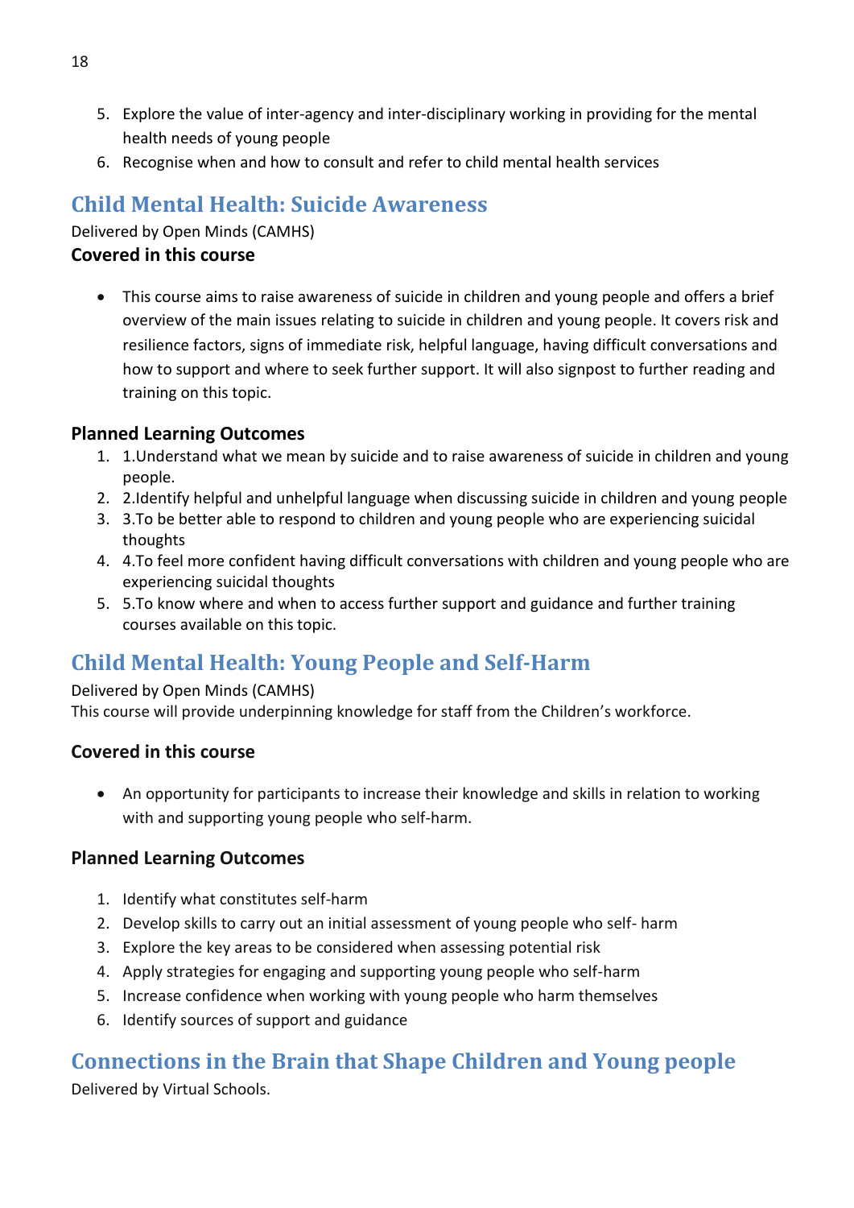5. Explore the value of inter-agency and inter-disciplinary working in providing for the mental health needs of young people
6. Recognise when and how to consult and refer to child mental health services

## Child Mental Health: Suicide Awareness

Delivered by Open Minds (CAMHS)

**Covered in this course**

- This course aims to raise awareness of suicide in children and young people and offers a brief overview of the main issues relating to suicide in children and young people. It covers risk and resilience factors, signs of immediate risk, helpful language, having difficult conversations and how to support and where to seek further support. It will also signpost to further reading and training on this topic.

### Planned Learning Outcomes

1. 1.Understand what we mean by suicide and to raise awareness of suicide in children and young people.
2. 2.Identify helpful and unhelpful language when discussing suicide in children and young people
3. 3.To be better able to respond to children and young people who are experiencing suicidal thoughts
4. 4.To feel more confident having difficult conversations with children and young people who are experiencing suicidal thoughts
5. 5.To know where and when to access further support and guidance and further training courses available on this topic.

## Child Mental Health: Young People and Self-Harm

Delivered by Open Minds (CAMHS)

This course will provide underpinning knowledge for staff from the Children's workforce.

### Covered in this course

- An opportunity for participants to increase their knowledge and skills in relation to working with and supporting young people who self-harm.

### Planned Learning Outcomes

1. Identify what constitutes self-harm
2. Develop skills to carry out an initial assessment of young people who self- harm
3. Explore the key areas to be considered when assessing potential risk
4. Apply strategies for engaging and supporting young people who self-harm
5. Increase confidence when working with young people who harm themselves
6. Identify sources of support and guidance

## Connections in the Brain that Shape Children and Young people

Delivered by Virtual Schools.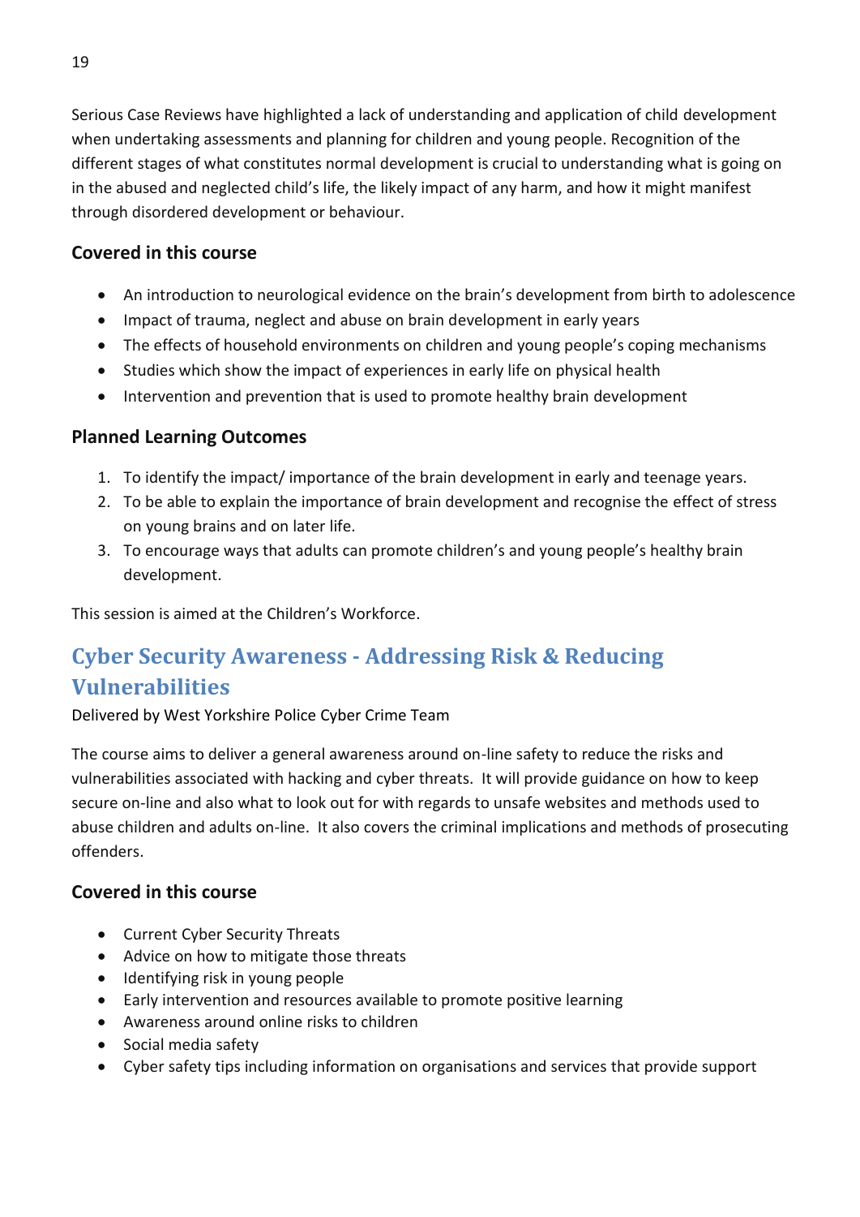Serious Case Reviews have highlighted a lack of understanding and application of child development when undertaking assessments and planning for children and young people. Recognition of the different stages of what constitutes normal development is crucial to understanding what is going on in the abused and neglected child's life, the likely impact of any harm, and how it might manifest through disordered development or behaviour.

### Covered in this course

- An introduction to neurological evidence on the brain's development from birth to adolescence
- Impact of trauma, neglect and abuse on brain development in early years
- The effects of household environments on children and young people's coping mechanisms
- Studies which show the impact of experiences in early life on physical health
- Intervention and prevention that is used to promote healthy brain development

### Planned Learning Outcomes

1. To identify the impact/ importance of the brain development in early and teenage years.
2. To be able to explain the importance of brain development and recognise the effect of stress on young brains and on later life.
3. To encourage ways that adults can promote children's and young people's healthy brain development.

This session is aimed at the Children's Workforce.

## Cyber Security Awareness - Addressing Risk & Reducing Vulnerabilities

Delivered by West Yorkshire Police Cyber Crime Team

The course aims to deliver a general awareness around on-line safety to reduce the risks and vulnerabilities associated with hacking and cyber threats. It will provide guidance on how to keep secure on-line and also what to look out for with regards to unsafe websites and methods used to abuse children and adults on-line. It also covers the criminal implications and methods of prosecuting offenders.

### Covered in this course

- Current Cyber Security Threats
- Advice on how to mitigate those threats
- Identifying risk in young people
- Early intervention and resources available to promote positive learning
- Awareness around online risks to children
- Social media safety
- Cyber safety tips including information on organisations and services that provide support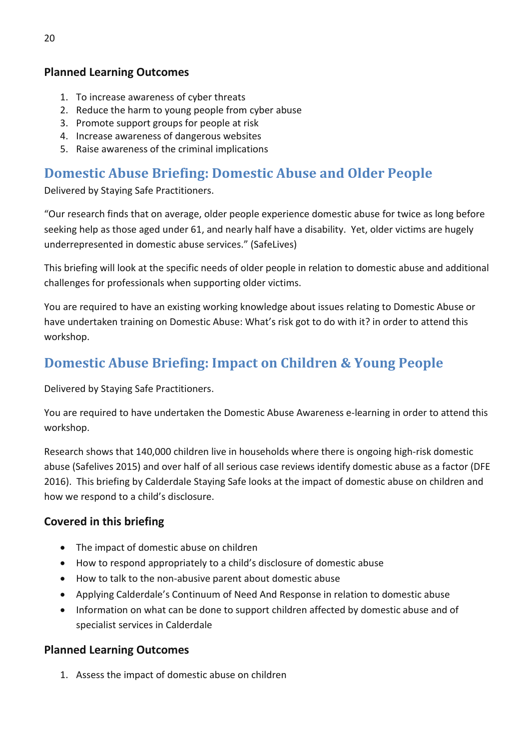### Planned Learning Outcomes

1. To increase awareness of cyber threats
2. Reduce the harm to young people from cyber abuse
3. Promote support groups for people at risk
4. Increase awareness of dangerous websites
5. Raise awareness of the criminal implications

## Domestic Abuse Briefing: Domestic Abuse and Older People

Delivered by Staying Safe Practitioners.

"Our research finds that on average, older people experience domestic abuse for twice as long before seeking help as those aged under 61, and nearly half have a disability. Yet, older victims are hugely underrepresented in domestic abuse services." (SafeLives)

This briefing will look at the specific needs of older people in relation to domestic abuse and additional challenges for professionals when supporting older victims.

You are required to have an existing working knowledge about issues relating to Domestic Abuse or have undertaken training on Domestic Abuse: What's risk got to do with it? in order to attend this workshop.

## Domestic Abuse Briefing: Impact on Children & Young People

Delivered by Staying Safe Practitioners.

You are required to have undertaken the Domestic Abuse Awareness e-learning in order to attend this workshop.

Research shows that 140,000 children live in households where there is ongoing high-risk domestic abuse (Safelives 2015) and over half of all serious case reviews identify domestic abuse as a factor (DFE 2016). This briefing by Calderdale Staying Safe looks at the impact of domestic abuse on children and how we respond to a child's disclosure.

### Covered in this briefing

- The impact of domestic abuse on children
- How to respond appropriately to a child's disclosure of domestic abuse
- How to talk to the non-abusive parent about domestic abuse
- Applying Calderdale's Continuum of Need And Response in relation to domestic abuse
- Information on what can be done to support children affected by domestic abuse and of specialist services in Calderdale

### Planned Learning Outcomes

1. Assess the impact of domestic abuse on children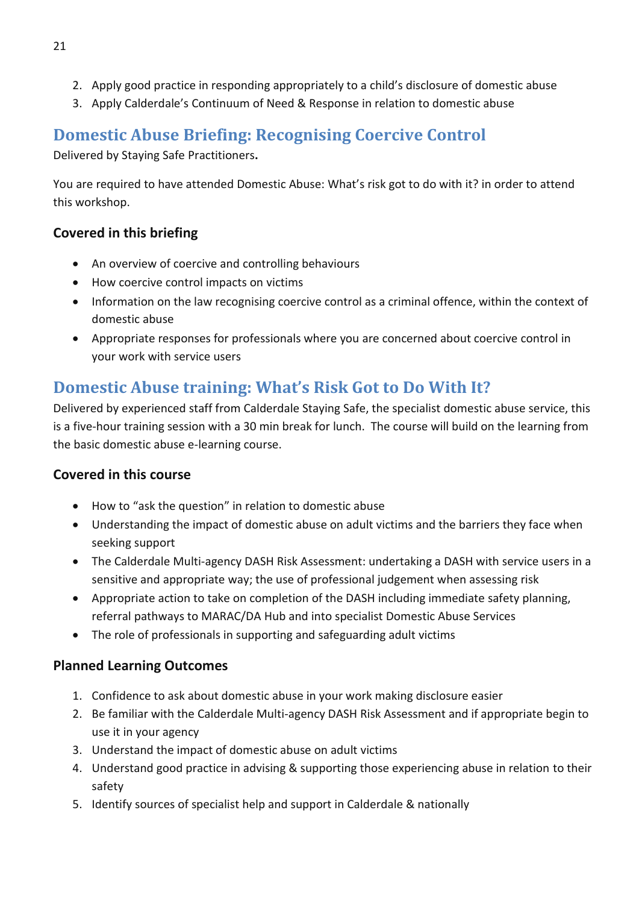2. Apply good practice in responding appropriately to a child's disclosure of domestic abuse
3. Apply Calderdale's Continuum of Need & Response in relation to domestic abuse

## Domestic Abuse Briefing: Recognising Coercive Control

Delivered by Staying Safe Practitioners**.**

You are required to have attended Domestic Abuse: What's risk got to do with it? in order to attend this workshop.

### Covered in this briefing

- An overview of coercive and controlling behaviours
- How coercive control impacts on victims
- Information on the law recognising coercive control as a criminal offence, within the context of domestic abuse
- Appropriate responses for professionals where you are concerned about coercive control in your work with service users

## Domestic Abuse training: What's Risk Got to Do With It?

Delivered by experienced staff from Calderdale Staying Safe, the specialist domestic abuse service, this is a five-hour training session with a 30 min break for lunch. The course will build on the learning from the basic domestic abuse e-learning course.

### Covered in this course

- How to "ask the question" in relation to domestic abuse
- Understanding the impact of domestic abuse on adult victims and the barriers they face when seeking support
- The Calderdale Multi-agency DASH Risk Assessment: undertaking a DASH with service users in a sensitive and appropriate way; the use of professional judgement when assessing risk
- Appropriate action to take on completion of the DASH including immediate safety planning, referral pathways to MARAC/DA Hub and into specialist Domestic Abuse Services
- The role of professionals in supporting and safeguarding adult victims

### Planned Learning Outcomes

1. Confidence to ask about domestic abuse in your work making disclosure easier
2. Be familiar with the Calderdale Multi-agency DASH Risk Assessment and if appropriate begin to use it in your agency
3. Understand the impact of domestic abuse on adult victims
4. Understand good practice in advising & supporting those experiencing abuse in relation to their safety
5. Identify sources of specialist help and support in Calderdale & nationally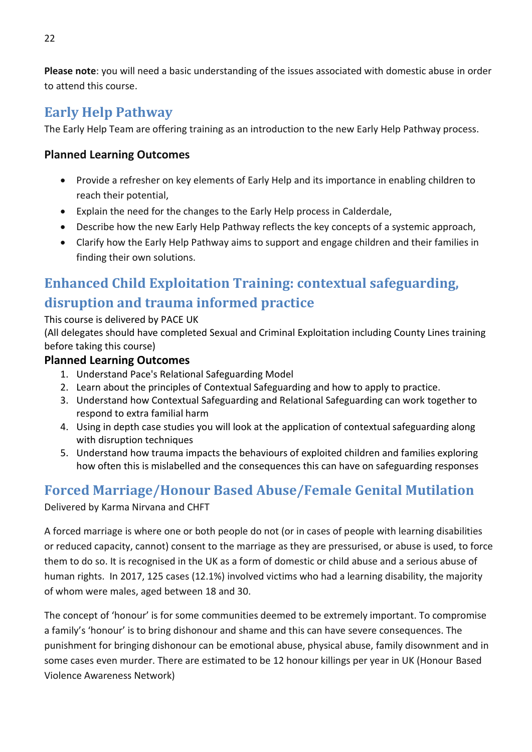**Please note**: you will need a basic understanding of the issues associated with domestic abuse in order to attend this course.

## Early Help Pathway

The Early Help Team are offering training as an introduction to the new Early Help Pathway process.

### Planned Learning Outcomes

- Provide a refresher on key elements of Early Help and its importance in enabling children to reach their potential,
- Explain the need for the changes to the Early Help process in Calderdale,
- Describe how the new Early Help Pathway reflects the key concepts of a systemic approach,
- Clarify how the Early Help Pathway aims to support and engage children and their families in finding their own solutions.

## Enhanced Child Exploitation Training: contextual safeguarding, disruption and trauma informed practice

This course is delivered by PACE UK
(All delegates should have completed Sexual and Criminal Exploitation including County Lines training before taking this course)

### Planned Learning Outcomes

1. Understand Pace's Relational Safeguarding Model
2. Learn about the principles of Contextual Safeguarding and how to apply to practice.
3. Understand how Contextual Safeguarding and Relational Safeguarding can work together to respond to extra familial harm
4. Using in depth case studies you will look at the application of contextual safeguarding along with disruption techniques
5. Understand how trauma impacts the behaviours of exploited children and families exploring how often this is mislabelled and the consequences this can have on safeguarding responses

## Forced Marriage/Honour Based Abuse/Female Genital Mutilation

Delivered by Karma Nirvana and CHFT

A forced marriage is where one or both people do not (or in cases of people with learning disabilities or reduced capacity, cannot) consent to the marriage as they are pressurised, or abuse is used, to force them to do so. It is recognised in the UK as a form of domestic or child abuse and a serious abuse of human rights. In 2017, 125 cases (12.1%) involved victims who had a learning disability, the majority of whom were males, aged between 18 and 30.

The concept of 'honour' is for some communities deemed to be extremely important. To compromise a family's 'honour' is to bring dishonour and shame and this can have severe consequences. The punishment for bringing dishonour can be emotional abuse, physical abuse, family disownment and in some cases even murder. There are estimated to be 12 honour killings per year in UK (Honour Based Violence Awareness Network)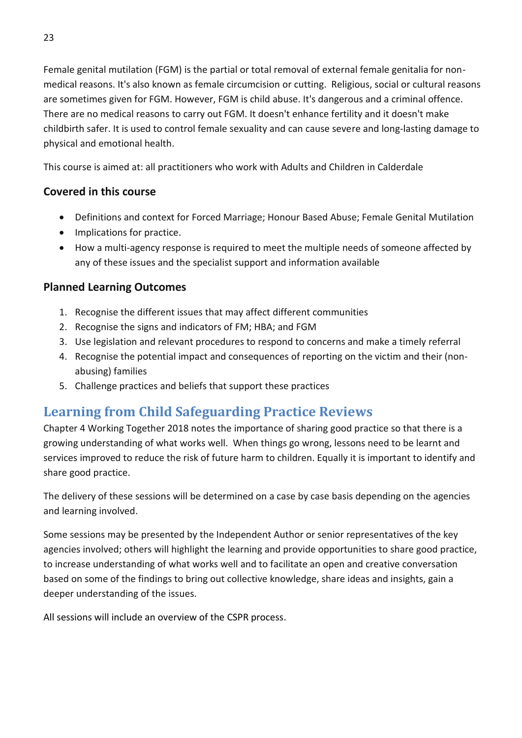Female genital mutilation (FGM) is the partial or total removal of external female genitalia for non-medical reasons. It's also known as female circumcision or cutting. Religious, social or cultural reasons are sometimes given for FGM. However, FGM is child abuse. It's dangerous and a criminal offence. There are no medical reasons to carry out FGM. It doesn't enhance fertility and it doesn't make childbirth safer. It is used to control female sexuality and can cause severe and long-lasting damage to physical and emotional health.

This course is aimed at: all practitioners who work with Adults and Children in Calderdale

### Covered in this course

- Definitions and context for Forced Marriage; Honour Based Abuse; Female Genital Mutilation
- Implications for practice.
- How a multi-agency response is required to meet the multiple needs of someone affected by any of these issues and the specialist support and information available

### Planned Learning Outcomes

1. Recognise the different issues that may affect different communities
2. Recognise the signs and indicators of FM; HBA; and FGM
3. Use legislation and relevant procedures to respond to concerns and make a timely referral
4. Recognise the potential impact and consequences of reporting on the victim and their (non-abusing) families
5. Challenge practices and beliefs that support these practices

## Learning from Child Safeguarding Practice Reviews

Chapter 4 Working Together 2018 notes the importance of sharing good practice so that there is a growing understanding of what works well. When things go wrong, lessons need to be learnt and services improved to reduce the risk of future harm to children. Equally it is important to identify and share good practice.

The delivery of these sessions will be determined on a case by case basis depending on the agencies and learning involved.

Some sessions may be presented by the Independent Author or senior representatives of the key agencies involved; others will highlight the learning and provide opportunities to share good practice, to increase understanding of what works well and to facilitate an open and creative conversation based on some of the findings to bring out collective knowledge, share ideas and insights, gain a deeper understanding of the issues.

All sessions will include an overview of the CSPR process.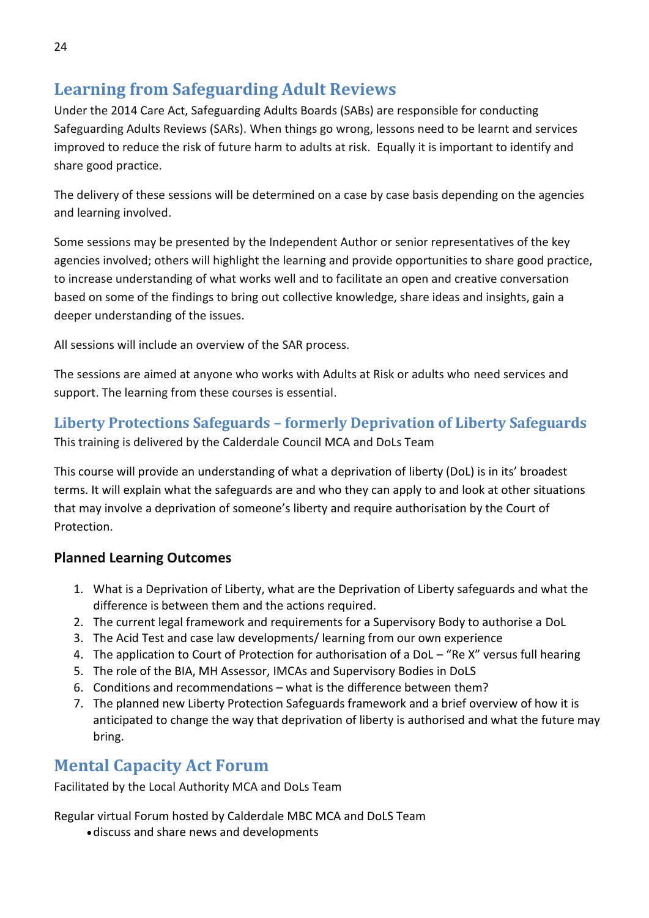## Learning from Safeguarding Adult Reviews

Under the 2014 Care Act, Safeguarding Adults Boards (SABs) are responsible for conducting Safeguarding Adults Reviews (SARs). When things go wrong, lessons need to be learnt and services improved to reduce the risk of future harm to adults at risk. Equally it is important to identify and share good practice.

The delivery of these sessions will be determined on a case by case basis depending on the agencies and learning involved.

Some sessions may be presented by the Independent Author or senior representatives of the key agencies involved; others will highlight the learning and provide opportunities to share good practice, to increase understanding of what works well and to facilitate an open and creative conversation based on some of the findings to bring out collective knowledge, share ideas and insights, gain a deeper understanding of the issues.

All sessions will include an overview of the SAR process.

The sessions are aimed at anyone who works with Adults at Risk or adults who need services and support. The learning from these courses is essential.

### Liberty Protections Safeguards – formerly Deprivation of Liberty Safeguards

This training is delivered by the Calderdale Council MCA and DoLs Team

This course will provide an understanding of what a deprivation of liberty (DoL) is in its' broadest terms. It will explain what the safeguards are and who they can apply to and look at other situations that may involve a deprivation of someone's liberty and require authorisation by the Court of Protection.

**Planned Learning Outcomes**

1. What is a Deprivation of Liberty, what are the Deprivation of Liberty safeguards and what the difference is between them and the actions required.
2. The current legal framework and requirements for a Supervisory Body to authorise a DoL
3. The Acid Test and case law developments/ learning from our own experience
4. The application to Court of Protection for authorisation of a DoL – "Re X" versus full hearing
5. The role of the BIA, MH Assessor, IMCAs and Supervisory Bodies in DoLS
6. Conditions and recommendations – what is the difference between them?
7. The planned new Liberty Protection Safeguards framework and a brief overview of how it is anticipated to change the way that deprivation of liberty is authorised and what the future may bring.

## Mental Capacity Act Forum

Facilitated by the Local Authority MCA and DoLs Team

Regular virtual Forum hosted by Calderdale MBC MCA and DoLS Team

- discuss and share news and developments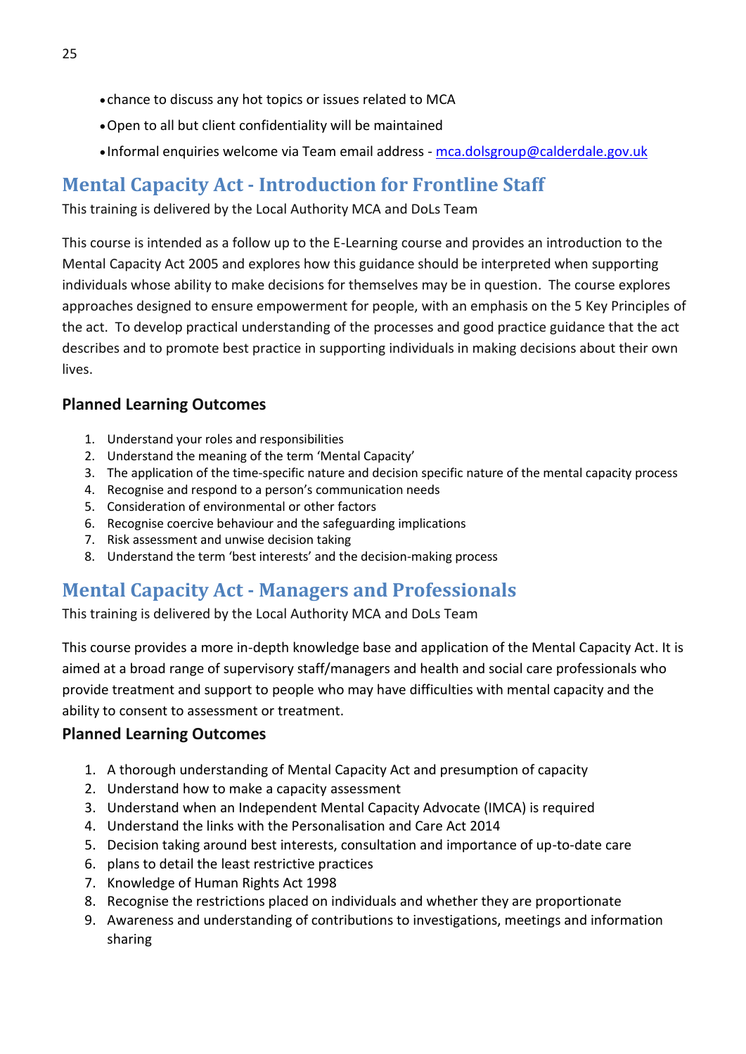- chance to discuss any hot topics or issues related to MCA
- Open to all but client confidentiality will be maintained
- Informal enquiries welcome via Team email address - mca.dolsgroup@calderdale.gov.uk

## Mental Capacity Act - Introduction for Frontline Staff

This training is delivered by the Local Authority MCA and DoLs Team

This course is intended as a follow up to the E-Learning course and provides an introduction to the Mental Capacity Act 2005 and explores how this guidance should be interpreted when supporting individuals whose ability to make decisions for themselves may be in question. The course explores approaches designed to ensure empowerment for people, with an emphasis on the 5 Key Principles of the act. To develop practical understanding of the processes and good practice guidance that the act describes and to promote best practice in supporting individuals in making decisions about their own lives.

### Planned Learning Outcomes

1. Understand your roles and responsibilities
2. Understand the meaning of the term 'Mental Capacity'
3. The application of the time-specific nature and decision specific nature of the mental capacity process
4. Recognise and respond to a person's communication needs
5. Consideration of environmental or other factors
6. Recognise coercive behaviour and the safeguarding implications
7. Risk assessment and unwise decision taking
8. Understand the term 'best interests' and the decision-making process

## Mental Capacity Act - Managers and Professionals

This training is delivered by the Local Authority MCA and DoLs Team

This course provides a more in-depth knowledge base and application of the Mental Capacity Act. It is aimed at a broad range of supervisory staff/managers and health and social care professionals who provide treatment and support to people who may have difficulties with mental capacity and the ability to consent to assessment or treatment.

### Planned Learning Outcomes

1. A thorough understanding of Mental Capacity Act and presumption of capacity
2. Understand how to make a capacity assessment
3. Understand when an Independent Mental Capacity Advocate (IMCA) is required
4. Understand the links with the Personalisation and Care Act 2014
5. Decision taking around best interests, consultation and importance of up-to-date care
6. plans to detail the least restrictive practices
7. Knowledge of Human Rights Act 1998
8. Recognise the restrictions placed on individuals and whether they are proportionate
9. Awareness and understanding of contributions to investigations, meetings and information sharing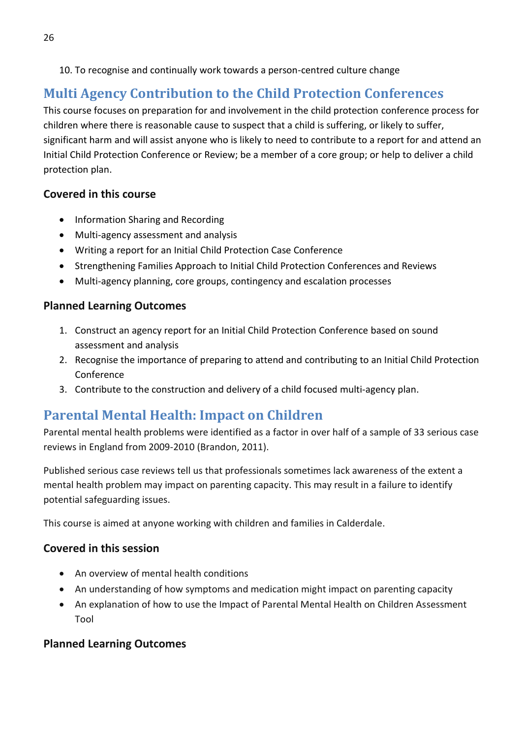10. To recognise and continually work towards a person-centred culture change

## Multi Agency Contribution to the Child Protection Conferences

This course focuses on preparation for and involvement in the child protection conference process for children where there is reasonable cause to suspect that a child is suffering, or likely to suffer, significant harm and will assist anyone who is likely to need to contribute to a report for and attend an Initial Child Protection Conference or Review; be a member of a core group; or help to deliver a child protection plan.

### Covered in this course

- Information Sharing and Recording
- Multi-agency assessment and analysis
- Writing a report for an Initial Child Protection Case Conference
- Strengthening Families Approach to Initial Child Protection Conferences and Reviews
- Multi-agency planning, core groups, contingency and escalation processes

### Planned Learning Outcomes

1. Construct an agency report for an Initial Child Protection Conference based on sound assessment and analysis
2. Recognise the importance of preparing to attend and contributing to an Initial Child Protection Conference
3. Contribute to the construction and delivery of a child focused multi-agency plan.

## Parental Mental Health: Impact on Children

Parental mental health problems were identified as a factor in over half of a sample of 33 serious case reviews in England from 2009-2010 (Brandon, 2011).

Published serious case reviews tell us that professionals sometimes lack awareness of the extent a mental health problem may impact on parenting capacity. This may result in a failure to identify potential safeguarding issues.

This course is aimed at anyone working with children and families in Calderdale.

### Covered in this session

- An overview of mental health conditions
- An understanding of how symptoms and medication might impact on parenting capacity
- An explanation of how to use the Impact of Parental Mental Health on Children Assessment Tool

### Planned Learning Outcomes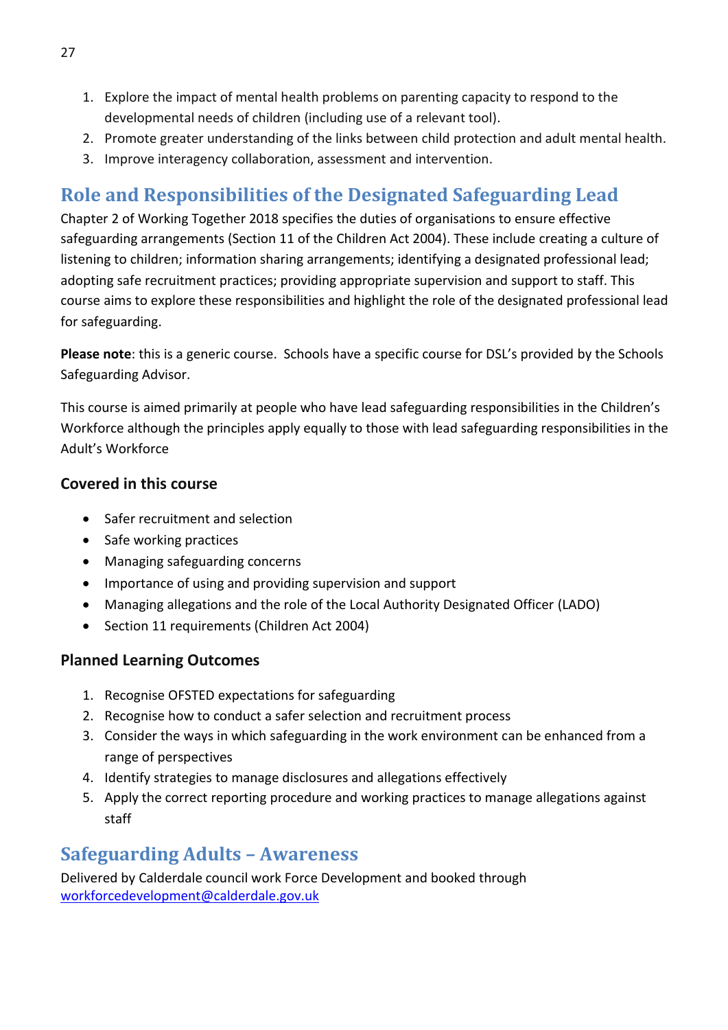1. Explore the impact of mental health problems on parenting capacity to respond to the developmental needs of children (including use of a relevant tool).
2. Promote greater understanding of the links between child protection and adult mental health.
3. Improve interagency collaboration, assessment and intervention.

## Role and Responsibilities of the Designated Safeguarding Lead

Chapter 2 of Working Together 2018 specifies the duties of organisations to ensure effective safeguarding arrangements (Section 11 of the Children Act 2004). These include creating a culture of listening to children; information sharing arrangements; identifying a designated professional lead; adopting safe recruitment practices; providing appropriate supervision and support to staff. This course aims to explore these responsibilities and highlight the role of the designated professional lead for safeguarding.

**Please note**: this is a generic course. Schools have a specific course for DSL's provided by the Schools Safeguarding Advisor.

This course is aimed primarily at people who have lead safeguarding responsibilities in the Children's Workforce although the principles apply equally to those with lead safeguarding responsibilities in the Adult's Workforce

### Covered in this course

- Safer recruitment and selection
- Safe working practices
- Managing safeguarding concerns
- Importance of using and providing supervision and support
- Managing allegations and the role of the Local Authority Designated Officer (LADO)
- Section 11 requirements (Children Act 2004)

### Planned Learning Outcomes

1. Recognise OFSTED expectations for safeguarding
2. Recognise how to conduct a safer selection and recruitment process
3. Consider the ways in which safeguarding in the work environment can be enhanced from a range of perspectives
4. Identify strategies to manage disclosures and allegations effectively
5. Apply the correct reporting procedure and working practices to manage allegations against staff

## Safeguarding Adults – Awareness

Delivered by Calderdale council work Force Development and booked through workforcedevelopment@calderdale.gov.uk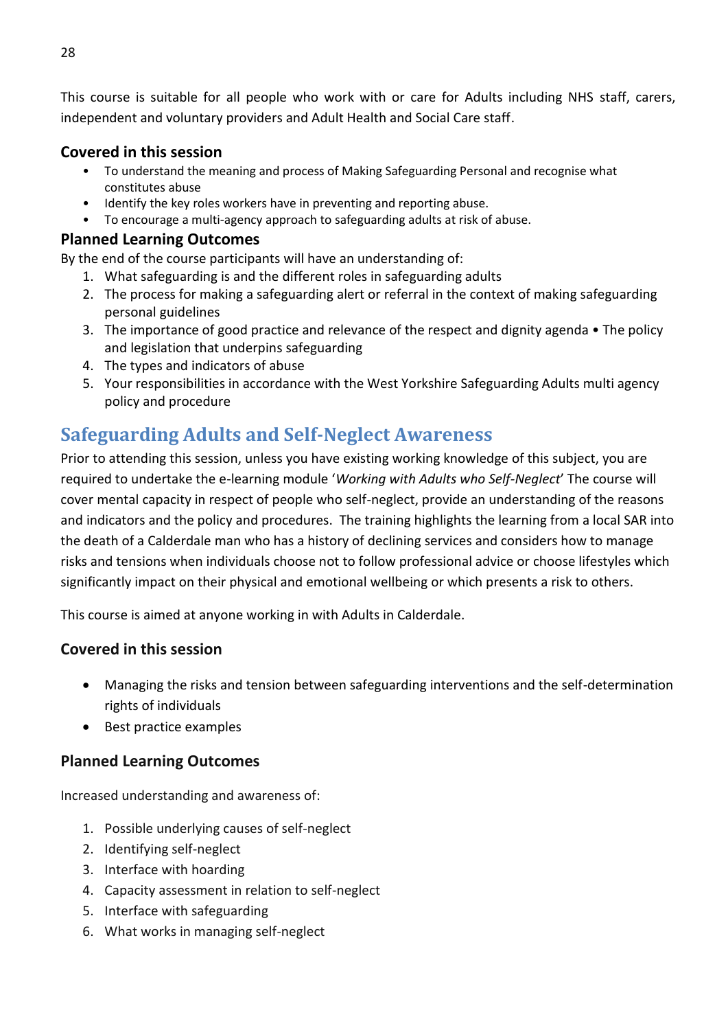This course is suitable for all people who work with or care for Adults including NHS staff, carers, independent and voluntary providers and Adult Health and Social Care staff.

### Covered in this session

- To understand the meaning and process of Making Safeguarding Personal and recognise what constitutes abuse
- Identify the key roles workers have in preventing and reporting abuse.
- To encourage a multi-agency approach to safeguarding adults at risk of abuse.

### Planned Learning Outcomes

By the end of the course participants will have an understanding of:

1. What safeguarding is and the different roles in safeguarding adults
2. The process for making a safeguarding alert or referral in the context of making safeguarding personal guidelines
3. The importance of good practice and relevance of the respect and dignity agenda • The policy and legislation that underpins safeguarding
4. The types and indicators of abuse
5. Your responsibilities in accordance with the West Yorkshire Safeguarding Adults multi agency policy and procedure

## Safeguarding Adults and Self-Neglect Awareness

Prior to attending this session, unless you have existing working knowledge of this subject, you are required to undertake the e-learning module '*Working with Adults who Self-Neglect*' The course will cover mental capacity in respect of people who self-neglect, provide an understanding of the reasons and indicators and the policy and procedures. The training highlights the learning from a local SAR into the death of a Calderdale man who has a history of declining services and considers how to manage risks and tensions when individuals choose not to follow professional advice or choose lifestyles which significantly impact on their physical and emotional wellbeing or which presents a risk to others.

This course is aimed at anyone working in with Adults in Calderdale.

### Covered in this session

- Managing the risks and tension between safeguarding interventions and the self-determination rights of individuals
- Best practice examples

### Planned Learning Outcomes

Increased understanding and awareness of:

1. Possible underlying causes of self-neglect
2. Identifying self-neglect
3. Interface with hoarding
4. Capacity assessment in relation to self-neglect
5. Interface with safeguarding
6. What works in managing self-neglect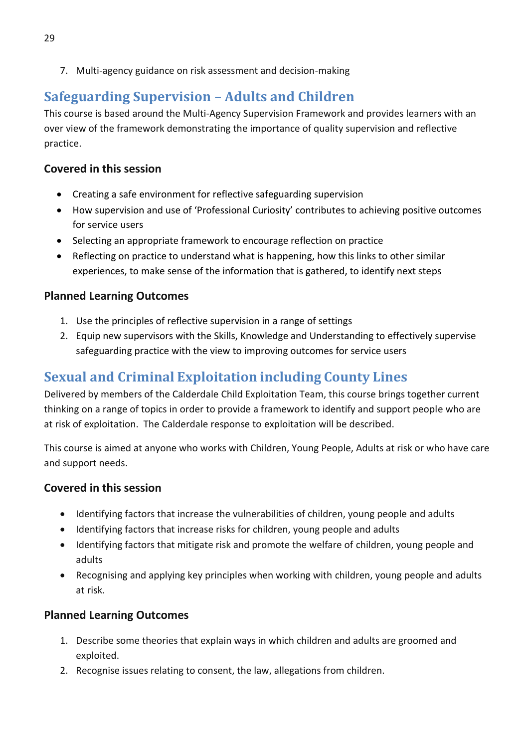7. Multi-agency guidance on risk assessment and decision-making

## Safeguarding Supervision – Adults and Children

This course is based around the Multi-Agency Supervision Framework and provides learners with an over view of the framework demonstrating the importance of quality supervision and reflective practice.

### Covered in this session

- Creating a safe environment for reflective safeguarding supervision
- How supervision and use of 'Professional Curiosity' contributes to achieving positive outcomes for service users
- Selecting an appropriate framework to encourage reflection on practice
- Reflecting on practice to understand what is happening, how this links to other similar experiences, to make sense of the information that is gathered, to identify next steps

### Planned Learning Outcomes

1. Use the principles of reflective supervision in a range of settings
2. Equip new supervisors with the Skills, Knowledge and Understanding to effectively supervise safeguarding practice with the view to improving outcomes for service users

## Sexual and Criminal Exploitation including County Lines

Delivered by members of the Calderdale Child Exploitation Team, this course brings together current thinking on a range of topics in order to provide a framework to identify and support people who are at risk of exploitation. The Calderdale response to exploitation will be described.

This course is aimed at anyone who works with Children, Young People, Adults at risk or who have care and support needs.

### Covered in this session

- Identifying factors that increase the vulnerabilities of children, young people and adults
- Identifying factors that increase risks for children, young people and adults
- Identifying factors that mitigate risk and promote the welfare of children, young people and adults
- Recognising and applying key principles when working with children, young people and adults at risk.

### Planned Learning Outcomes

1. Describe some theories that explain ways in which children and adults are groomed and exploited.
2. Recognise issues relating to consent, the law, allegations from children.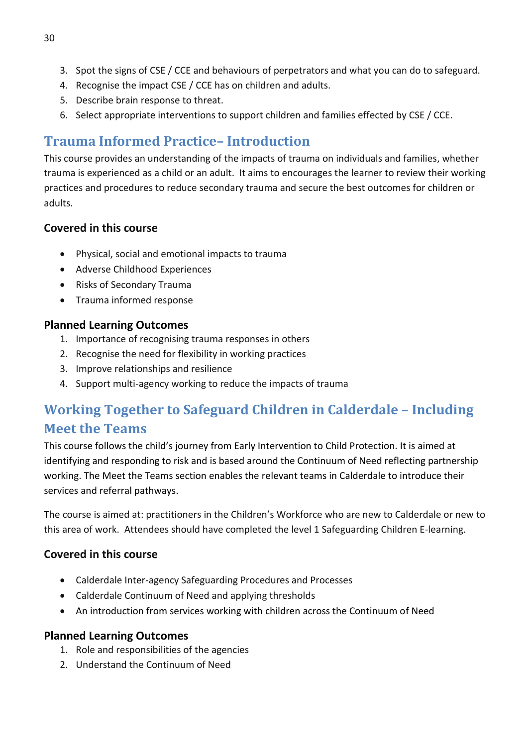3. Spot the signs of CSE / CCE and behaviours of perpetrators and what you can do to safeguard.
4. Recognise the impact CSE / CCE has on children and adults.
5. Describe brain response to threat.
6. Select appropriate interventions to support children and families effected by CSE / CCE.

## Trauma Informed Practice– Introduction

This course provides an understanding of the impacts of trauma on individuals and families, whether trauma is experienced as a child or an adult. It aims to encourages the learner to review their working practices and procedures to reduce secondary trauma and secure the best outcomes for children or adults.

### Covered in this course

- Physical, social and emotional impacts to trauma
- Adverse Childhood Experiences
- Risks of Secondary Trauma
- Trauma informed response

### Planned Learning Outcomes

1. Importance of recognising trauma responses in others
2. Recognise the need for flexibility in working practices
3. Improve relationships and resilience
4. Support multi-agency working to reduce the impacts of trauma

## Working Together to Safeguard Children in Calderdale – Including Meet the Teams

This course follows the child's journey from Early Intervention to Child Protection. It is aimed at identifying and responding to risk and is based around the Continuum of Need reflecting partnership working. The Meet the Teams section enables the relevant teams in Calderdale to introduce their services and referral pathways.

The course is aimed at: practitioners in the Children's Workforce who are new to Calderdale or new to this area of work. Attendees should have completed the level 1 Safeguarding Children E-learning.

### Covered in this course

- Calderdale Inter-agency Safeguarding Procedures and Processes
- Calderdale Continuum of Need and applying thresholds
- An introduction from services working with children across the Continuum of Need

### Planned Learning Outcomes

1. Role and responsibilities of the agencies
2. Understand the Continuum of Need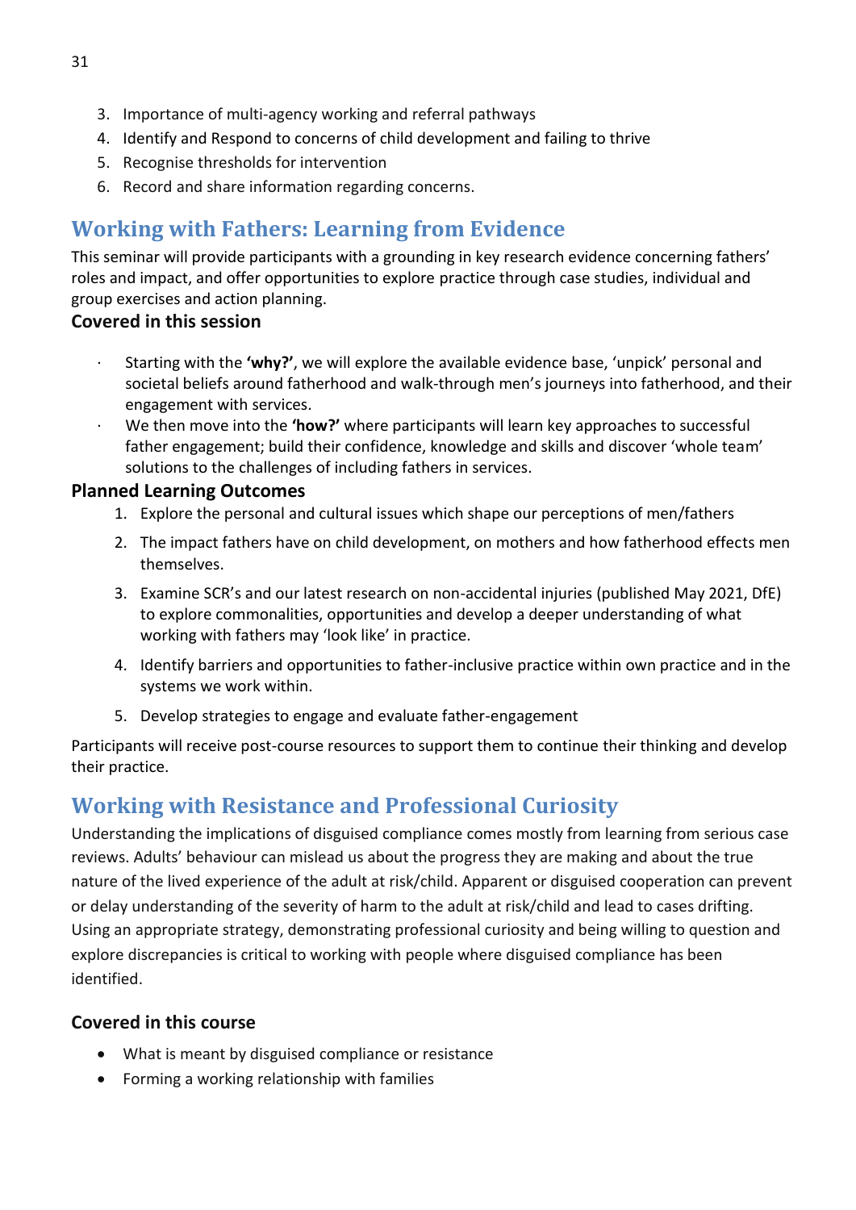3. Importance of multi-agency working and referral pathways
4. Identify and Respond to concerns of child development and failing to thrive
5. Recognise thresholds for intervention
6. Record and share information regarding concerns.

## Working with Fathers: Learning from Evidence

This seminar will provide participants with a grounding in key research evidence concerning fathers' roles and impact, and offer opportunities to explore practice through case studies, individual and group exercises and action planning.

### Covered in this session

- Starting with the **'why?'**, we will explore the available evidence base, 'unpick' personal and societal beliefs around fatherhood and walk-through men's journeys into fatherhood, and their engagement with services.
- We then move into the **'how?'** where participants will learn key approaches to successful father engagement; build their confidence, knowledge and skills and discover 'whole team' solutions to the challenges of including fathers in services.

### Planned Learning Outcomes

1. Explore the personal and cultural issues which shape our perceptions of men/fathers
2. The impact fathers have on child development, on mothers and how fatherhood effects men themselves.
3. Examine SCR's and our latest research on non-accidental injuries (published May 2021, DfE) to explore commonalities, opportunities and develop a deeper understanding of what working with fathers may 'look like' in practice.
4. Identify barriers and opportunities to father-inclusive practice within own practice and in the systems we work within.
5. Develop strategies to engage and evaluate father-engagement

Participants will receive post-course resources to support them to continue their thinking and develop their practice.

## Working with Resistance and Professional Curiosity

Understanding the implications of disguised compliance comes mostly from learning from serious case reviews. Adults' behaviour can mislead us about the progress they are making and about the true nature of the lived experience of the adult at risk/child. Apparent or disguised cooperation can prevent or delay understanding of the severity of harm to the adult at risk/child and lead to cases drifting. Using an appropriate strategy, demonstrating professional curiosity and being willing to question and explore discrepancies is critical to working with people where disguised compliance has been identified.

### Covered in this course

- What is meant by disguised compliance or resistance
- Forming a working relationship with families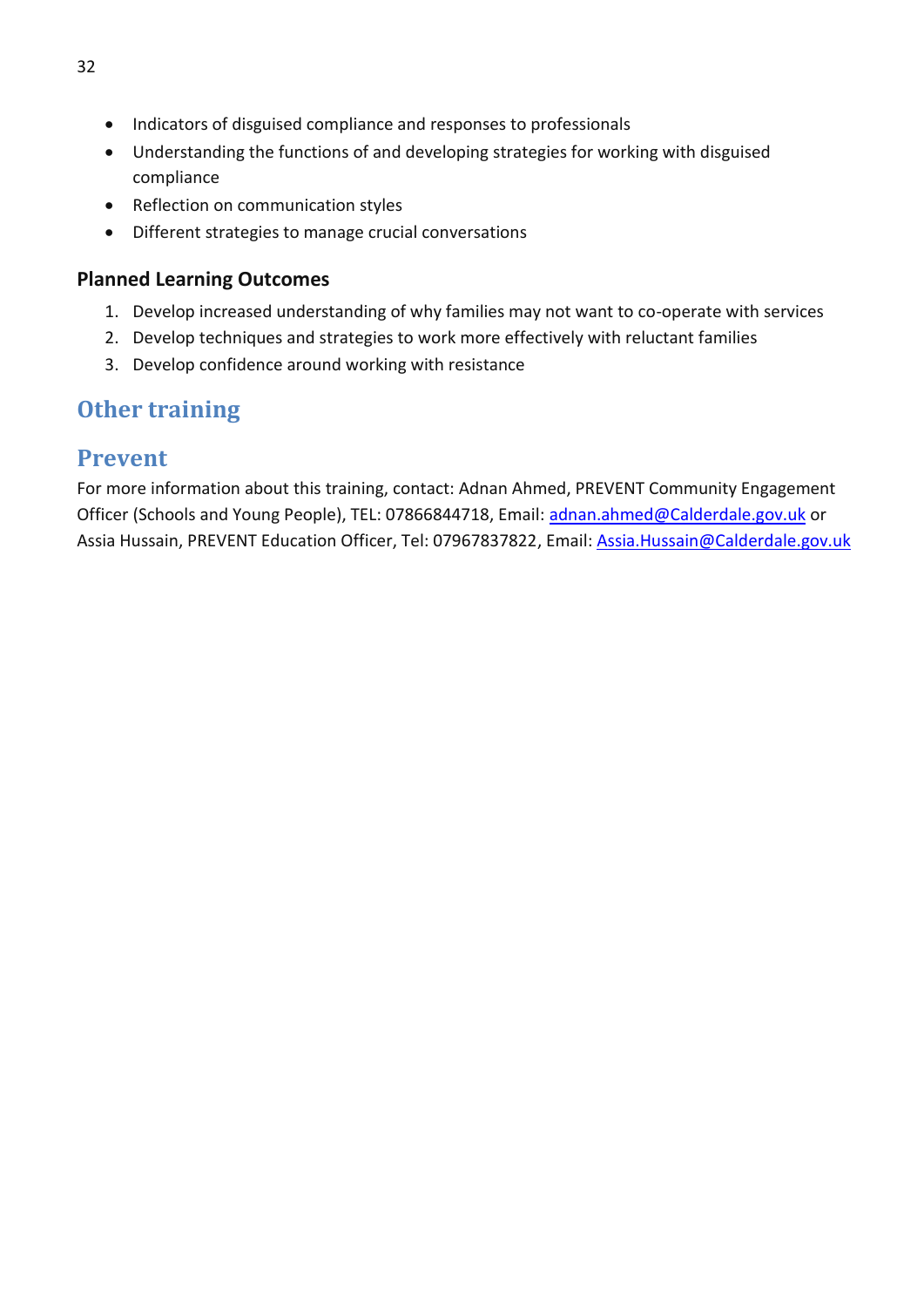- Indicators of disguised compliance and responses to professionals
- Understanding the functions of and developing strategies for working with disguised compliance
- Reflection on communication styles
- Different strategies to manage crucial conversations

### Planned Learning Outcomes

1. Develop increased understanding of why families may not want to co-operate with services
2. Develop techniques and strategies to work more effectively with reluctant families
3. Develop confidence around working with resistance

## Other training

## Prevent

For more information about this training, contact: Adnan Ahmed, PREVENT Community Engagement Officer (Schools and Young People), TEL: 07866844718, Email: adnan.ahmed@Calderdale.gov.uk or Assia Hussain, PREVENT Education Officer, Tel: 07967837822, Email: Assia.Hussain@Calderdale.gov.uk